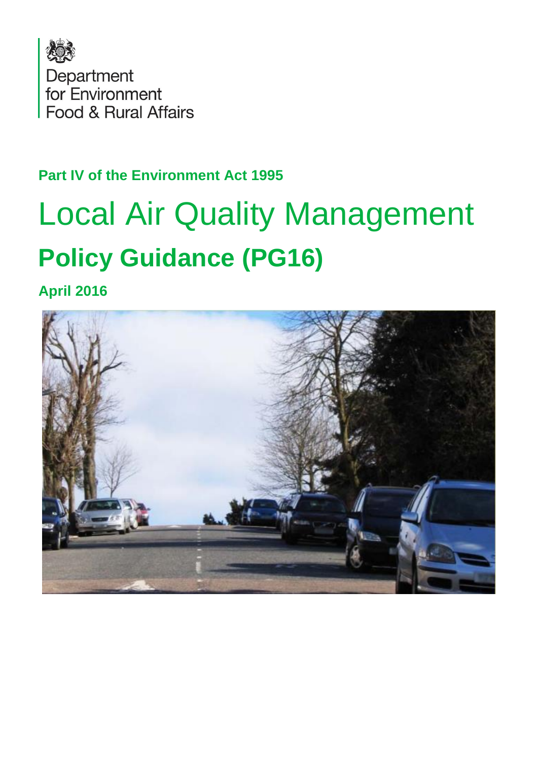Department for Environment Food & Rural Affairs

**Part IV of the Environment Act 1995**

# Local Air Quality Management

## Policy Guidance (PG16)

**April 2016**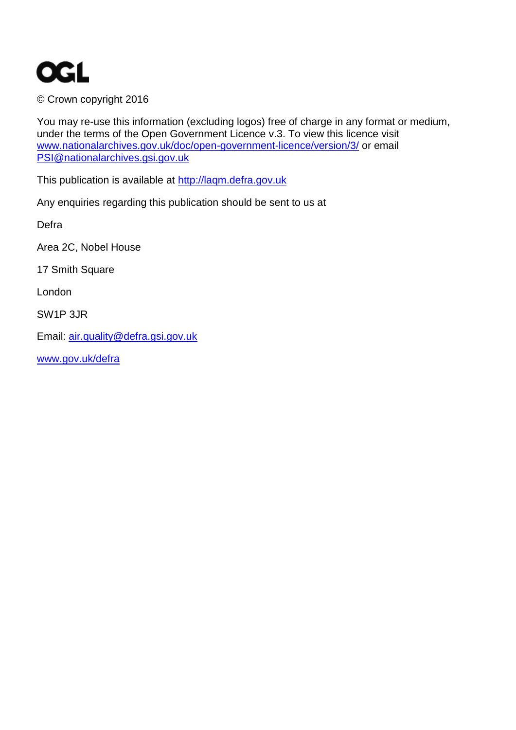OGL

© Crown copyright 2016

You may re-use this information (excluding logos) free of charge in any format or medium, under the terms of the Open Government Licence v.3. To view this licence visit [www.nationalarchives.gov.uk/doc/open-government-licence/version/3/](http://www.nationalarchives.gov.uk/doc/open-government-licence/version/3/) or email [PSI@nationalarchives.gsi.gov.uk](mailto:PSI@nationalarchives.gsi.gov.uk)

This publication is available at [http://laqm.defra.gov.uk](http://laqm.defra.gov.uk)

Any enquiries regarding this publication should be sent to us at

Defra

Area 2C, Nobel House

17 Smith Square

London

SW1P 3JR

Email: [air.quality@defra.gsi.gov.uk](mailto:air.quality@defra.gsi.gov.uk)

[www.gov.uk/defra](http://www.gov.uk/defra)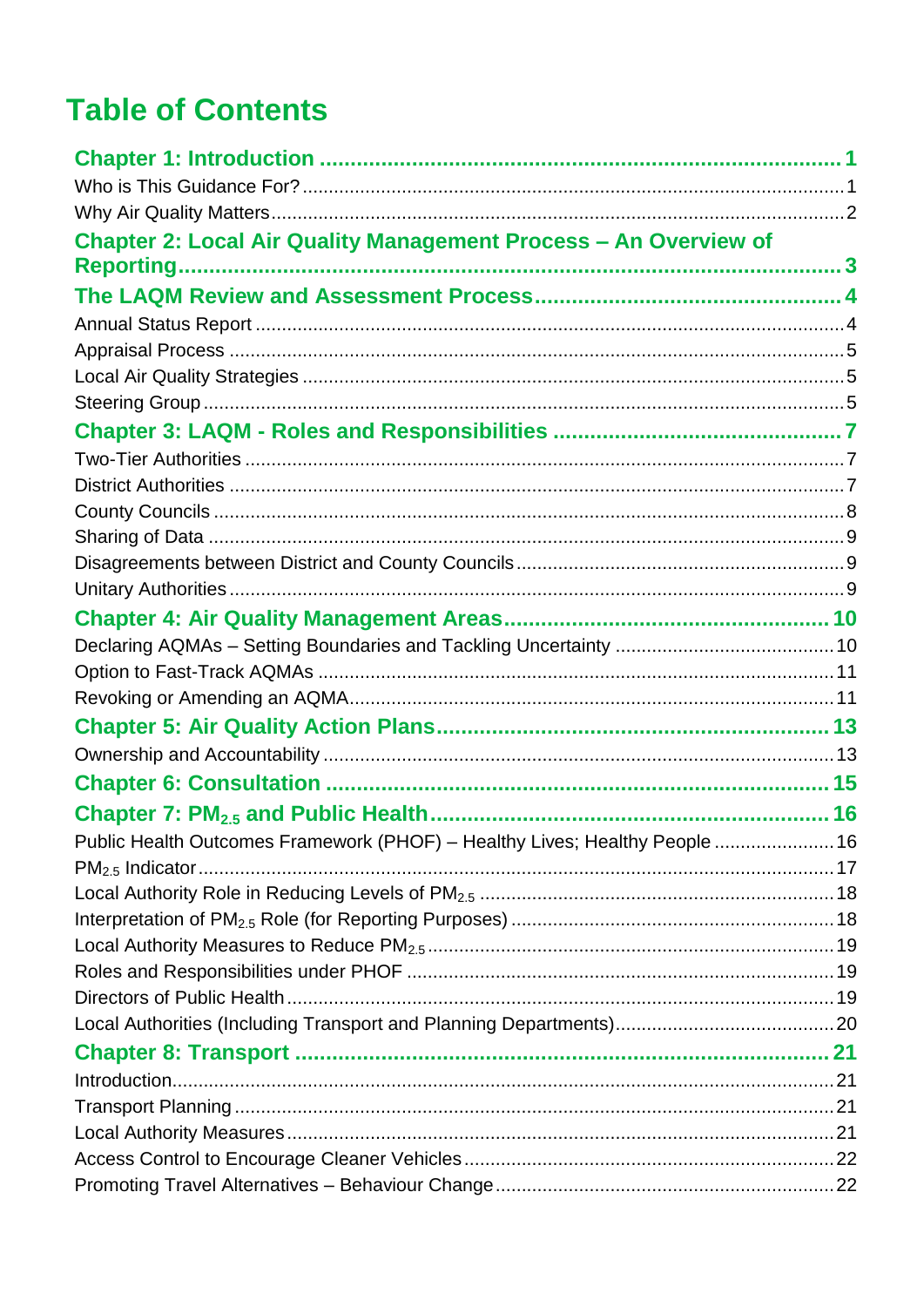# Table of Contents

**Chapter 1: Introduction** ..... 1

Who is This Guidance For? ..... 1

Why Air Quality Matters ..... 2

**Chapter 2: Local Air Quality Management Process – An Overview of Reporting** ..... 3

**The LAQM Review and Assessment Process** ..... 4

Annual Status Report ..... 4

Appraisal Process ..... 5

Local Air Quality Strategies ..... 5

Steering Group ..... 5

**Chapter 3: LAQM - Roles and Responsibilities** ..... 7

Two-Tier Authorities ..... 7

District Authorities ..... 7

County Councils ..... 8

Sharing of Data ..... 9

Disagreements between District and County Councils ..... 9

Unitary Authorities ..... 9

**Chapter 4: Air Quality Management Areas** ..... 10

Declaring AQMAs – Setting Boundaries and Tackling Uncertainty ..... 10

Option to Fast-Track AQMAs ..... 11

Revoking or Amending an AQMA ..... 11

**Chapter 5: Air Quality Action Plans** ..... 13

Ownership and Accountability ..... 13

**Chapter 6: Consultation** ..... 15

**Chapter 7: $PM_{2.5}$ and Public Health** ..... 16

Public Health Outcomes Framework (PHOF) – Healthy Lives; Healthy People ..... 16

$PM_{2.5}$ Indicator ..... 17

Local Authority Role in Reducing Levels of $PM_{2.5}$ ..... 18

Interpretation of $PM_{2.5}$ Role (for Reporting Purposes) ..... 18

Local Authority Measures to Reduce $PM_{2.5}$ ..... 19

Roles and Responsibilities under PHOF ..... 19

Directors of Public Health ..... 19

Local Authorities (Including Transport and Planning Departments) ..... 20

**Chapter 8: Transport** ..... 21

Introduction ..... 21

Transport Planning ..... 21

Local Authority Measures ..... 21

Access Control to Encourage Cleaner Vehicles ..... 22

Promoting Travel Alternatives – Behaviour Change ..... 22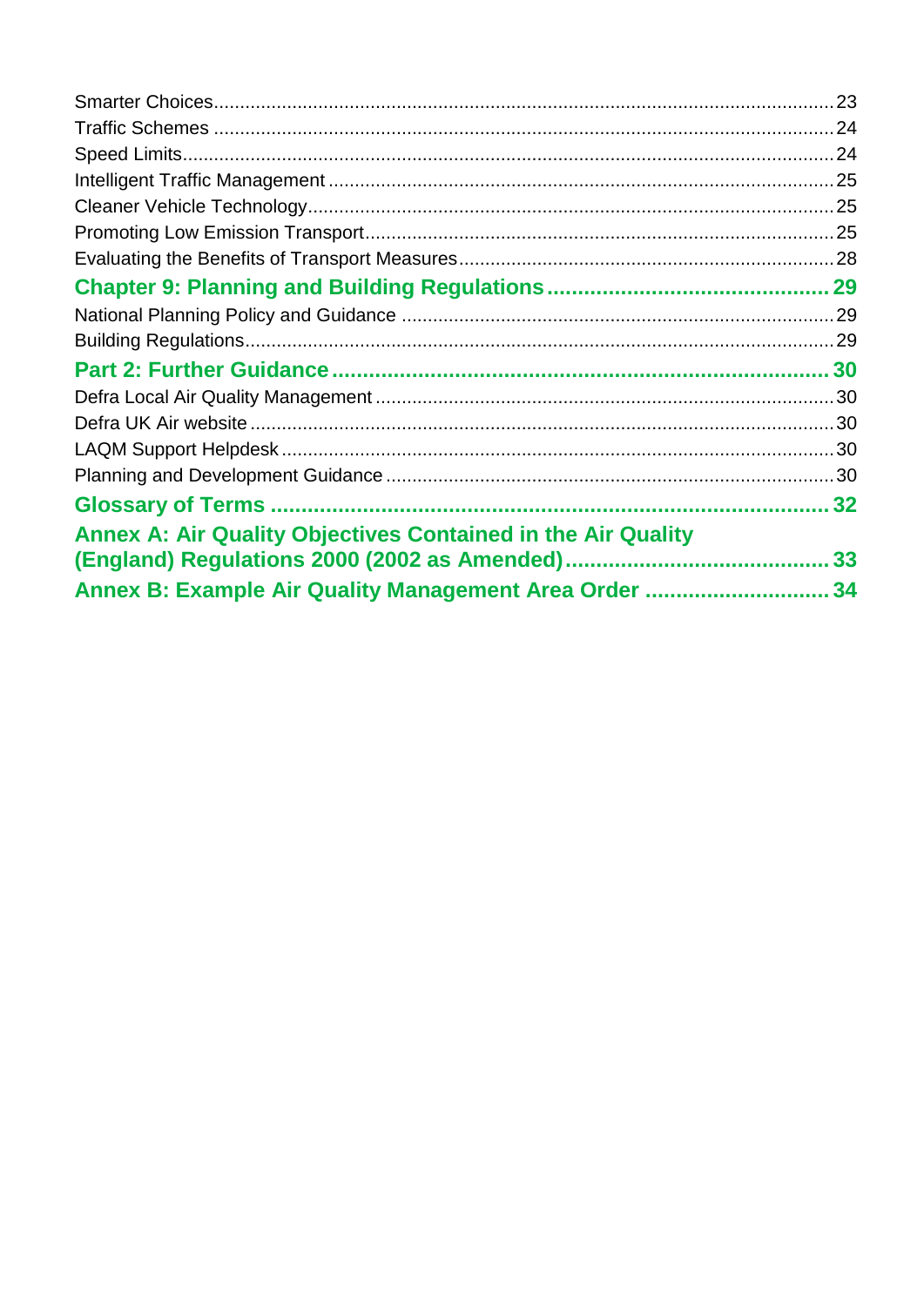Smarter Choices ..... 23
Traffic Schemes ..... 24
Speed Limits ..... 24
Intelligent Traffic Management ..... 25
Cleaner Vehicle Technology ..... 25
Promoting Low Emission Transport ..... 25
Evaluating the Benefits of Transport Measures ..... 28

**Chapter 9: Planning and Building Regulations ..... 29**

National Planning Policy and Guidance ..... 29
Building Regulations ..... 29

**Part 2: Further Guidance ..... 30**

Defra Local Air Quality Management ..... 30
Defra UK Air website ..... 30
LAQM Support Helpdesk ..... 30
Planning and Development Guidance ..... 30

**Glossary of Terms ..... 32**

**Annex A: Air Quality Objectives Contained in the Air Quality (England) Regulations 2000 (2002 as Amended) ..... 33**

**Annex B: Example Air Quality Management Area Order ..... 34**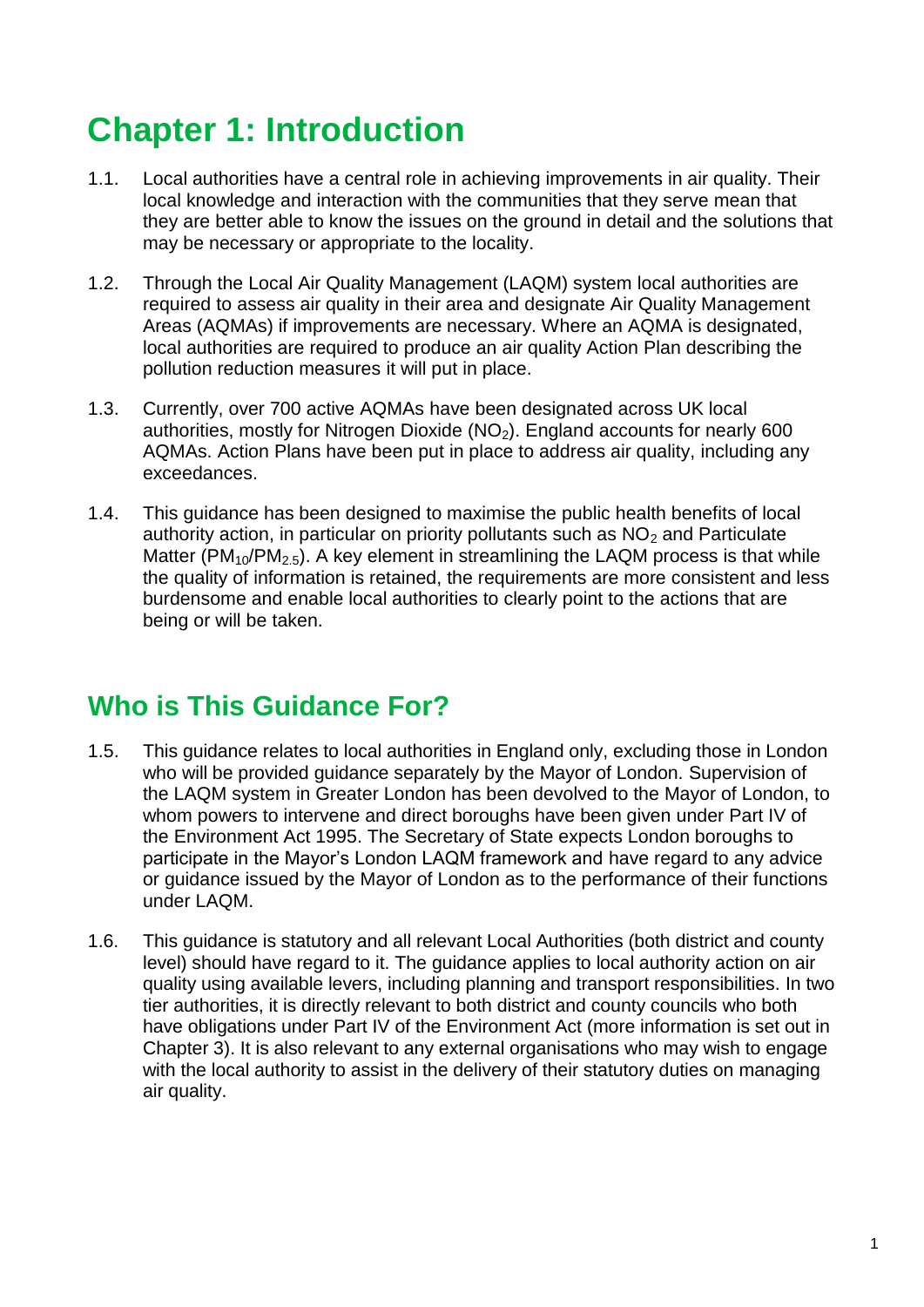# Chapter 1: Introduction

1.1. Local authorities have a central role in achieving improvements in air quality. Their local knowledge and interaction with the communities that they serve mean that they are better able to know the issues on the ground in detail and the solutions that may be necessary or appropriate to the locality.

1.2. Through the Local Air Quality Management (LAQM) system local authorities are required to assess air quality in their area and designate Air Quality Management Areas (AQMAs) if improvements are necessary. Where an AQMA is designated, local authorities are required to produce an air quality Action Plan describing the pollution reduction measures it will put in place.

1.3. Currently, over 700 active AQMAs have been designated across UK local authorities, mostly for Nitrogen Dioxide ($NO_2$). England accounts for nearly 600 AQMAs. Action Plans have been put in place to address air quality, including any exceedances.

1.4. This guidance has been designed to maximise the public health benefits of local authority action, in particular on priority pollutants such as $NO_2$ and Particulate Matter ($PM_{10}$/$PM_{2.5}$). A key element in streamlining the LAQM process is that while the quality of information is retained, the requirements are more consistent and less burdensome and enable local authorities to clearly point to the actions that are being or will be taken.

## Who is This Guidance For?

1.5. This guidance relates to local authorities in England only, excluding those in London who will be provided guidance separately by the Mayor of London. Supervision of the LAQM system in Greater London has been devolved to the Mayor of London, to whom powers to intervene and direct boroughs have been given under Part IV of the Environment Act 1995. The Secretary of State expects London boroughs to participate in the Mayor's London LAQM framework and have regard to any advice or guidance issued by the Mayor of London as to the performance of their functions under LAQM.

1.6. This guidance is statutory and all relevant Local Authorities (both district and county level) should have regard to it. The guidance applies to local authority action on air quality using available levers, including planning and transport responsibilities. In two tier authorities, it is directly relevant to both district and county councils who both have obligations under Part IV of the Environment Act (more information is set out in Chapter 3). It is also relevant to any external organisations who may wish to engage with the local authority to assist in the delivery of their statutory duties on managing air quality.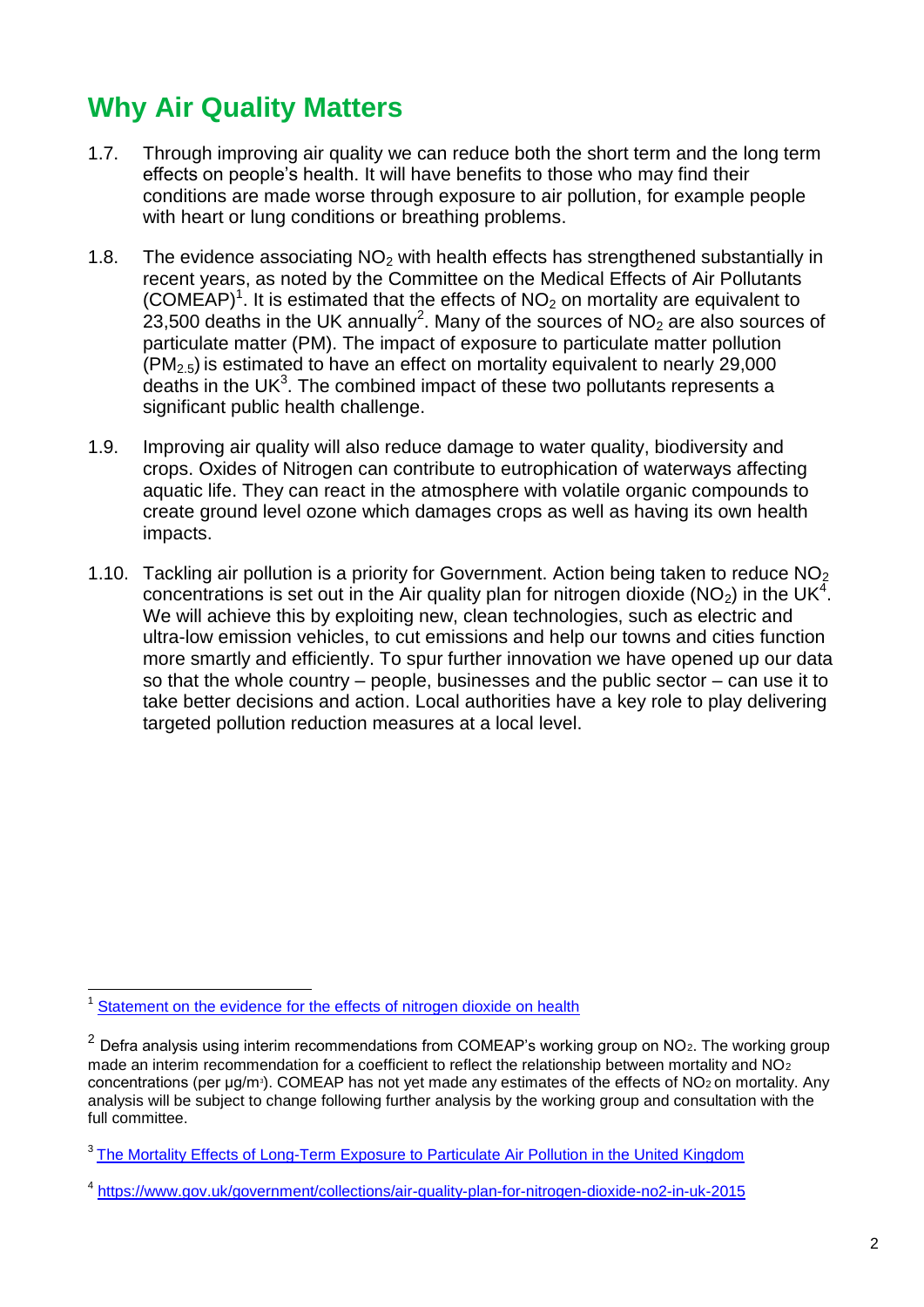## Why Air Quality Matters

1.7. Through improving air quality we can reduce both the short term and the long term effects on people's health. It will have benefits to those who may find their conditions are made worse through exposure to air pollution, for example people with heart or lung conditions or breathing problems.

1.8. The evidence associating $NO_2$ with health effects has strengthened substantially in recent years, as noted by the Committee on the Medical Effects of Air Pollutants (COMEAP)[1]. It is estimated that the effects of $NO_2$ on mortality are equivalent to 23,500 deaths in the UK annually[2]. Many of the sources of $NO_2$ are also sources of particulate matter (PM). The impact of exposure to particulate matter pollution ($PM_{2.5}$) is estimated to have an effect on mortality equivalent to nearly 29,000 deaths in the UK[3]. The combined impact of these two pollutants represents a significant public health challenge.

1.9. Improving air quality will also reduce damage to water quality, biodiversity and crops. Oxides of Nitrogen can contribute to eutrophication of waterways affecting aquatic life. They can react in the atmosphere with volatile organic compounds to create ground level ozone which damages crops as well as having its own health impacts.

1.10. Tackling air pollution is a priority for Government. Action being taken to reduce $NO_2$ concentrations is set out in the Air quality plan for nitrogen dioxide ($NO_2$) in the UK[4]. We will achieve this by exploiting new, clean technologies, such as electric and ultra-low emission vehicles, to cut emissions and help our towns and cities function more smartly and efficiently. To spur further innovation we have opened up our data so that the whole country – people, businesses and the public sector – can use it to take better decisions and action. Local authorities have a key role to play delivering targeted pollution reduction measures at a local level.

---

[1] Statement on the evidence for the effects of nitrogen dioxide on health

[2] Defra analysis using interim recommendations from COMEAP's working group on $NO_2$. The working group made an interim recommendation for a coefficient to reflect the relationship between mortality and $NO_2$ concentrations (per $\mu g/m^3$). COMEAP has not yet made any estimates of the effects of $NO_2$ on mortality. Any analysis will be subject to change following further analysis by the working group and consultation with the full committee.

[3] The Mortality Effects of Long-Term Exposure to Particulate Air Pollution in the United Kingdom

[4] https://www.gov.uk/government/collections/air-quality-plan-for-nitrogen-dioxide-no2-in-uk-2015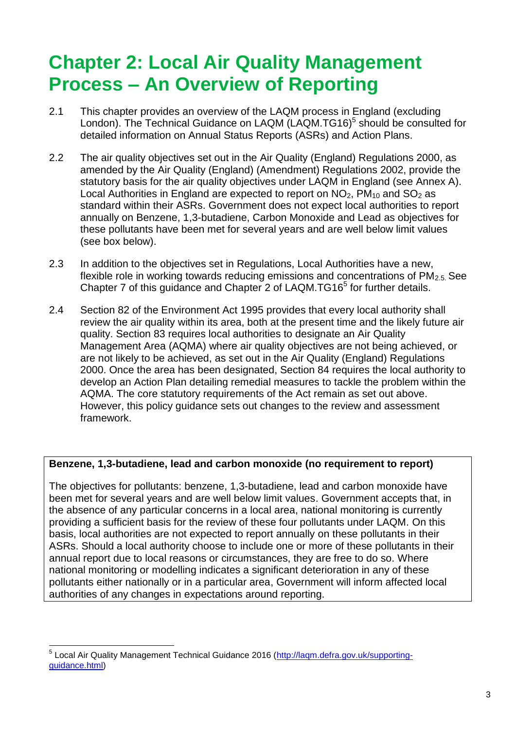# Chapter 2: Local Air Quality Management Process – An Overview of Reporting

2.1 This chapter provides an overview of the LAQM process in England (excluding London). The Technical Guidance on LAQM (LAQM.TG16)[5] should be consulted for detailed information on Annual Status Reports (ASRs) and Action Plans.

2.2 The air quality objectives set out in the Air Quality (England) Regulations 2000, as amended by the Air Quality (England) (Amendment) Regulations 2002, provide the statutory basis for the air quality objectives under LAQM in England (see Annex A). Local Authorities in England are expected to report on $NO_2$, $PM_{10}$ and $SO_2$ as standard within their ASRs. Government does not expect local authorities to report annually on Benzene, 1,3-butadiene, Carbon Monoxide and Lead as objectives for these pollutants have been met for several years and are well below limit values (see box below).

2.3 In addition to the objectives set in Regulations, Local Authorities have a new, flexible role in working towards reducing emissions and concentrations of $PM_{2.5}$. See Chapter 7 of this guidance and Chapter 2 of LAQM.TG16[5] for further details.

2.4 Section 82 of the Environment Act 1995 provides that every local authority shall review the air quality within its area, both at the present time and the likely future air quality. Section 83 requires local authorities to designate an Air Quality Management Area (AQMA) where air quality objectives are not being achieved, or are not likely to be achieved, as set out in the Air Quality (England) Regulations 2000. Once the area has been designated, Section 84 requires the local authority to develop an Action Plan detailing remedial measures to tackle the problem within the AQMA. The core statutory requirements of the Act remain as set out above. However, this policy guidance sets out changes to the review and assessment framework.

**Benzene, 1,3-butadiene, lead and carbon monoxide (no requirement to report)**

The objectives for pollutants: benzene, 1,3-butadiene, lead and carbon monoxide have been met for several years and are well below limit values. Government accepts that, in the absence of any particular concerns in a local area, national monitoring is currently providing a sufficient basis for the review of these four pollutants under LAQM. On this basis, local authorities are not expected to report annually on these pollutants in their ASRs. Should a local authority choose to include one or more of these pollutants in their annual report due to local reasons or circumstances, they are free to do so. Where national monitoring or modelling indicates a significant deterioration in any of these pollutants either nationally or in a particular area, Government will inform affected local authorities of any changes in expectations around reporting.

---

[5] Local Air Quality Management Technical Guidance 2016 (http://laqm.defra.gov.uk/supporting-guidance.html)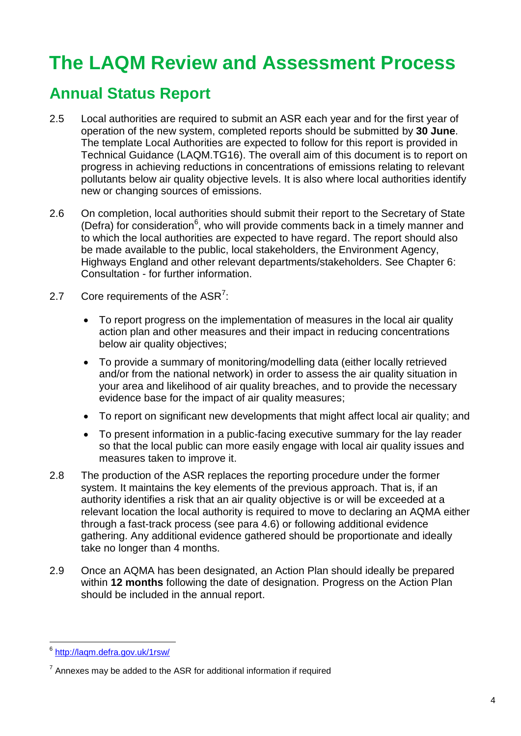# The LAQM Review and Assessment Process

## Annual Status Report

2.5 Local authorities are required to submit an ASR each year and for the first year of operation of the new system, completed reports should be submitted by **30 June**. The template Local Authorities are expected to follow for this report is provided in Technical Guidance (LAQM.TG16). The overall aim of this document is to report on progress in achieving reductions in concentrations of emissions relating to relevant pollutants below air quality objective levels. It is also where local authorities identify new or changing sources of emissions.

2.6 On completion, local authorities should submit their report to the Secretary of State (Defra) for consideration[6], who will provide comments back in a timely manner and to which the local authorities are expected to have regard. The report should also be made available to the public, local stakeholders, the Environment Agency, Highways England and other relevant departments/stakeholders. See Chapter 6: Consultation - for further information.

2.7 Core requirements of the ASR[7]:

- To report progress on the implementation of measures in the local air quality action plan and other measures and their impact in reducing concentrations below air quality objectives;
- To provide a summary of monitoring/modelling data (either locally retrieved and/or from the national network) in order to assess the air quality situation in your area and likelihood of air quality breaches, and to provide the necessary evidence base for the impact of air quality measures;
- To report on significant new developments that might affect local air quality; and
- To present information in a public-facing executive summary for the lay reader so that the local public can more easily engage with local air quality issues and measures taken to improve it.

2.8 The production of the ASR replaces the reporting procedure under the former system. It maintains the key elements of the previous approach. That is, if an authority identifies a risk that an air quality objective is or will be exceeded at a relevant location the local authority is required to move to declaring an AQMA either through a fast-track process (see para 4.6) or following additional evidence gathering. Any additional evidence gathered should be proportionate and ideally take no longer than 4 months.

2.9 Once an AQMA has been designated, an Action Plan should ideally be prepared within **12 months** following the date of designation. Progress on the Action Plan should be included in the annual report.

---

[6] http://laqm.defra.gov.uk/1rsw/

[7] Annexes may be added to the ASR for additional information if required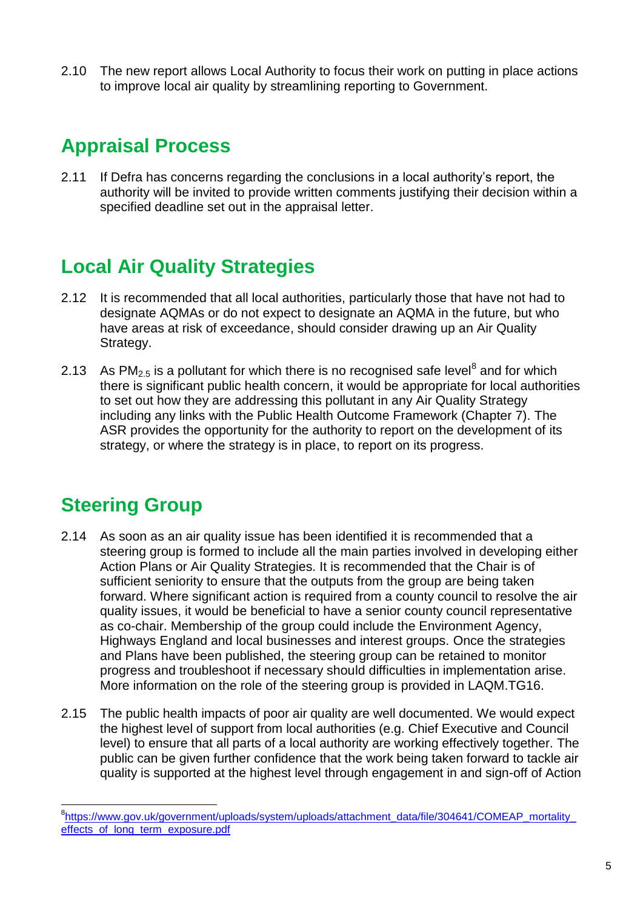2.10 The new report allows Local Authority to focus their work on putting in place actions to improve local air quality by streamlining reporting to Government.

## Appraisal Process

2.11 If Defra has concerns regarding the conclusions in a local authority's report, the authority will be invited to provide written comments justifying their decision within a specified deadline set out in the appraisal letter.

## Local Air Quality Strategies

2.12 It is recommended that all local authorities, particularly those that have not had to designate AQMAs or do not expect to designate an AQMA in the future, but who have areas at risk of exceedance, should consider drawing up an Air Quality Strategy.

2.13 As $PM_{2.5}$ is a pollutant for which there is no recognised safe level[8] and for which there is significant public health concern, it would be appropriate for local authorities to set out how they are addressing this pollutant in any Air Quality Strategy including any links with the Public Health Outcome Framework (Chapter 7). The ASR provides the opportunity for the authority to report on the development of its strategy, or where the strategy is in place, to report on its progress.

## Steering Group

2.14 As soon as an air quality issue has been identified it is recommended that a steering group is formed to include all the main parties involved in developing either Action Plans or Air Quality Strategies. It is recommended that the Chair is of sufficient seniority to ensure that the outputs from the group are being taken forward. Where significant action is required from a county council to resolve the air quality issues, it would be beneficial to have a senior county council representative as co-chair. Membership of the group could include the Environment Agency, Highways England and local businesses and interest groups. Once the strategies and Plans have been published, the steering group can be retained to monitor progress and troubleshoot if necessary should difficulties in implementation arise. More information on the role of the steering group is provided in LAQM.TG16.

2.15 The public health impacts of poor air quality are well documented. We would expect the highest level of support from local authorities (e.g. Chief Executive and Council level) to ensure that all parts of a local authority are working effectively together. The public can be given further confidence that the work being taken forward to tackle air quality is supported at the highest level through engagement in and sign-off of Action

---

[8] https://www.gov.uk/government/uploads/system/uploads/attachment_data/file/304641/COMEAP_mortality_effects_of_long_term_exposure.pdf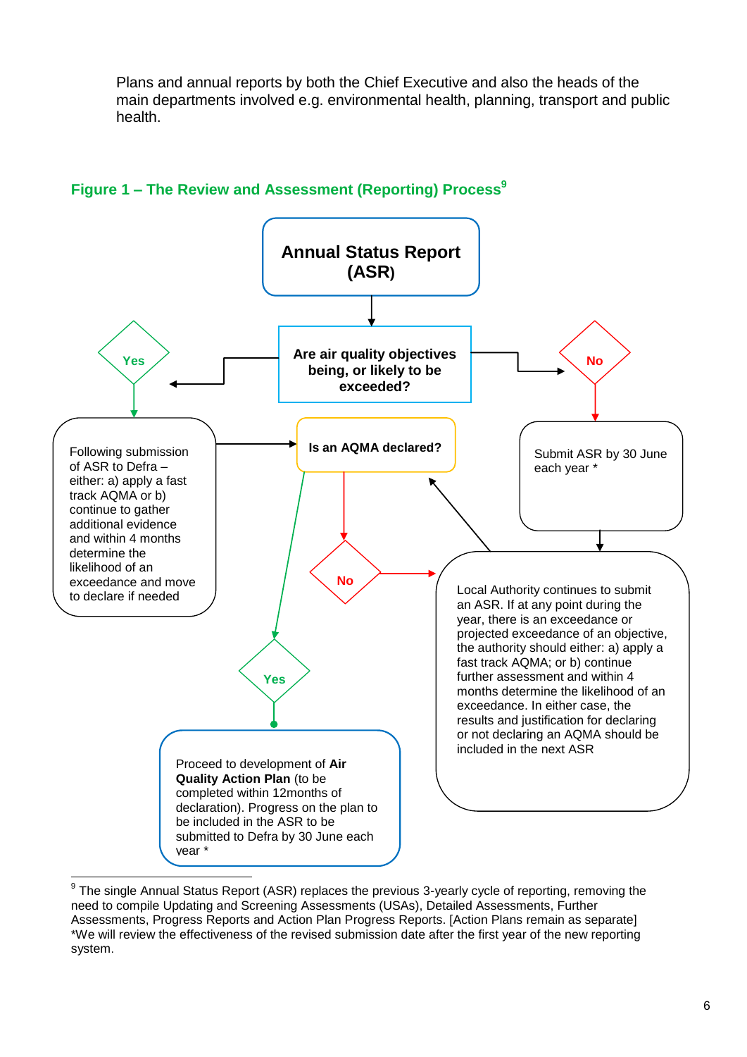Plans and annual reports by both the Chief Executive and also the heads of the main departments involved e.g. environmental health, planning, transport and public health.

## Figure 1 – The Review and Assessment (Reporting) Process[9]

**Annual Status Report (ASR)**

**Are air quality objectives being, or likely to be exceeded?**

**Yes**

Following submission of ASR to Defra – either: a) apply a fast track AQMA or b) continue to gather additional evidence and within 4 months determine the likelihood of an exceedance and move to declare if needed

**No**

Submit ASR by 30 June each year *

**Is an AQMA declared?**

**No**

Local Authority continues to submit an ASR. If at any point during the year, there is an exceedance or projected exceedance of an objective, the authority should either: a) apply a fast track AQMA; or b) continue further assessment and within 4 months determine the likelihood of an exceedance. In either case, the results and justification for declaring or not declaring an AQMA should be included in the next ASR

**Yes**

Proceed to development of **Air Quality Action Plan** (to be completed within 12months of declaration). Progress on the plan to be included in the ASR to be submitted to Defra by 30 June each year *

---

[9] The single Annual Status Report (ASR) replaces the previous 3-yearly cycle of reporting, removing the need to compile Updating and Screening Assessments (USAs), Detailed Assessments, Further Assessments, Progress Reports and Action Plan Progress Reports. [Action Plans remain as separate]
*We will review the effectiveness of the revised submission date after the first year of the new reporting system.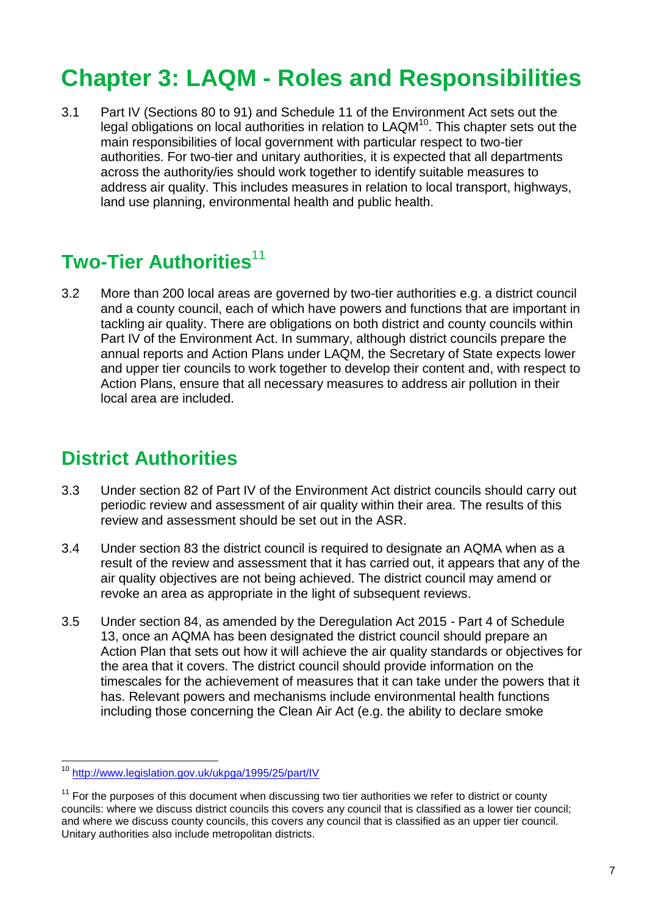# Chapter 3: LAQM - Roles and Responsibilities

3.1 Part IV (Sections 80 to 91) and Schedule 11 of the Environment Act sets out the legal obligations on local authorities in relation to LAQM[10]. This chapter sets out the main responsibilities of local government with particular respect to two-tier authorities. For two-tier and unitary authorities, it is expected that all departments across the authority/ies should work together to identify suitable measures to address air quality. This includes measures in relation to local transport, highways, land use planning, environmental health and public health.

## Two-Tier Authorities[11]

3.2 More than 200 local areas are governed by two-tier authorities e.g. a district council and a county council, each of which have powers and functions that are important in tackling air quality. There are obligations on both district and county councils within Part IV of the Environment Act. In summary, although district councils prepare the annual reports and Action Plans under LAQM, the Secretary of State expects lower and upper tier councils to work together to develop their content and, with respect to Action Plans, ensure that all necessary measures to address air pollution in their local area are included.

## District Authorities

3.3 Under section 82 of Part IV of the Environment Act district councils should carry out periodic review and assessment of air quality within their area. The results of this review and assessment should be set out in the ASR.

3.4 Under section 83 the district council is required to designate an AQMA when as a result of the review and assessment that it has carried out, it appears that any of the air quality objectives are not being achieved. The district council may amend or revoke an area as appropriate in the light of subsequent reviews.

3.5 Under section 84, as amended by the Deregulation Act 2015 - Part 4 of Schedule 13, once an AQMA has been designated the district council should prepare an Action Plan that sets out how it will achieve the air quality standards or objectives for the area that it covers. The district council should provide information on the timescales for the achievement of measures that it can take under the powers that it has. Relevant powers and mechanisms include environmental health functions including those concerning the Clean Air Act (e.g. the ability to declare smoke

---

[10] http://www.legislation.gov.uk/ukpga/1995/25/part/IV

[11] For the purposes of this document when discussing two tier authorities we refer to district or county councils: where we discuss district councils this covers any council that is classified as a lower tier council; and where we discuss county councils, this covers any council that is classified as an upper tier council. Unitary authorities also include metropolitan districts.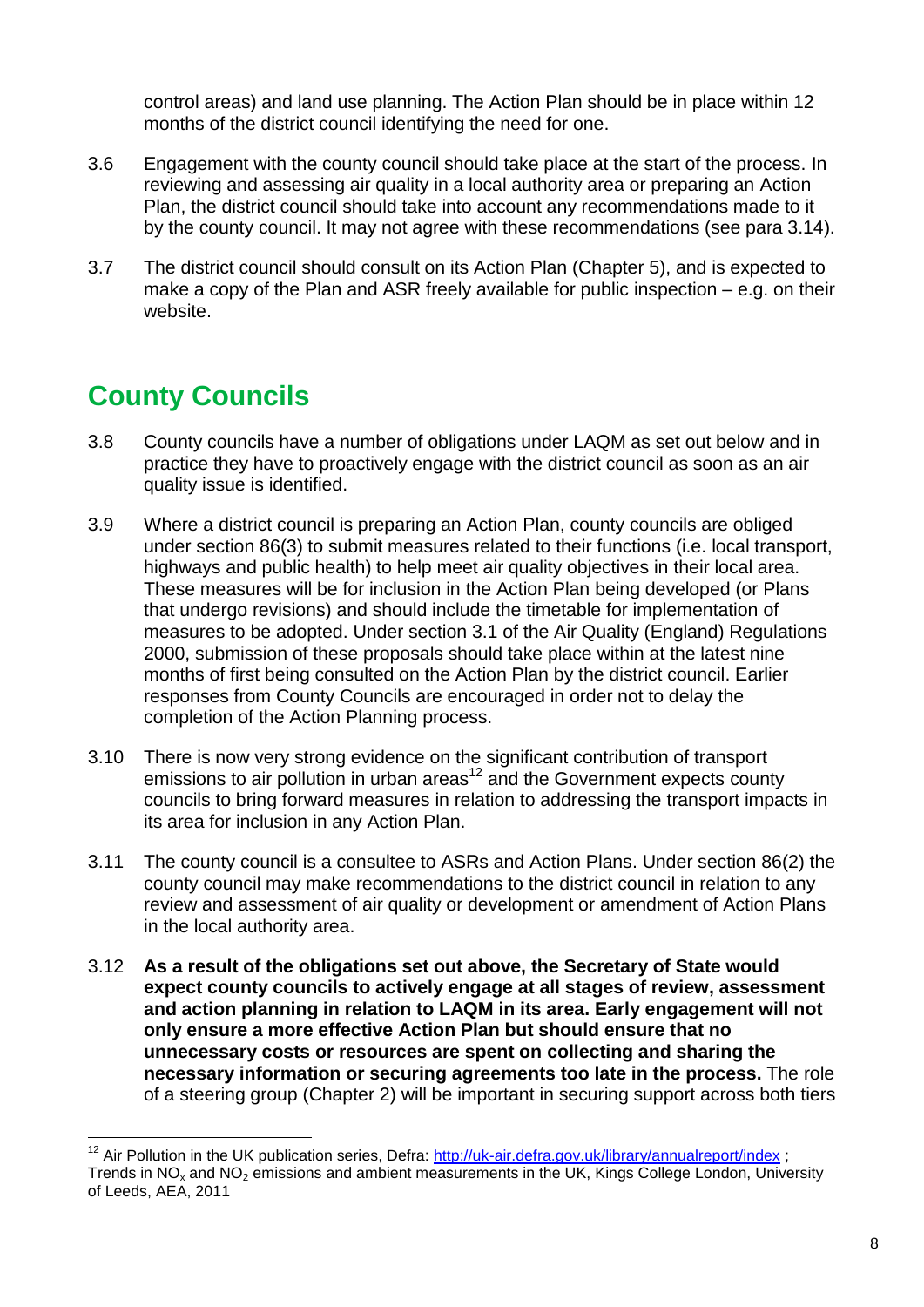control areas) and land use planning. The Action Plan should be in place within 12 months of the district council identifying the need for one.

3.6 Engagement with the county council should take place at the start of the process. In reviewing and assessing air quality in a local authority area or preparing an Action Plan, the district council should take into account any recommendations made to it by the county council. It may not agree with these recommendations (see para 3.14).

3.7 The district council should consult on its Action Plan (Chapter 5), and is expected to make a copy of the Plan and ASR freely available for public inspection – e.g. on their website.

## County Councils

3.8 County councils have a number of obligations under LAQM as set out below and in practice they have to proactively engage with the district council as soon as an air quality issue is identified.

3.9 Where a district council is preparing an Action Plan, county councils are obliged under section 86(3) to submit measures related to their functions (i.e. local transport, highways and public health) to help meet air quality objectives in their local area. These measures will be for inclusion in the Action Plan being developed (or Plans that undergo revisions) and should include the timetable for implementation of measures to be adopted. Under section 3.1 of the Air Quality (England) Regulations 2000, submission of these proposals should take place within at the latest nine months of first being consulted on the Action Plan by the district council. Earlier responses from County Councils are encouraged in order not to delay the completion of the Action Planning process.

3.10 There is now very strong evidence on the significant contribution of transport emissions to air pollution in urban areas[12] and the Government expects county councils to bring forward measures in relation to addressing the transport impacts in its area for inclusion in any Action Plan.

3.11 The county council is a consultee to ASRs and Action Plans. Under section 86(2) the county council may make recommendations to the district council in relation to any review and assessment of air quality or development or amendment of Action Plans in the local authority area.

3.12 **As a result of the obligations set out above, the Secretary of State would expect county councils to actively engage at all stages of review, assessment and action planning in relation to LAQM in its area. Early engagement will not only ensure a more effective Action Plan but should ensure that no unnecessary costs or resources are spent on collecting and sharing the necessary information or securing agreements too late in the process.** The role of a steering group (Chapter 2) will be important in securing support across both tiers

---

[12] Air Pollution in the UK publication series, Defra: http://uk-air.defra.gov.uk/library/annualreport/index ; Trends in $NO_x$ and $NO_2$ emissions and ambient measurements in the UK, Kings College London, University of Leeds, AEA, 2011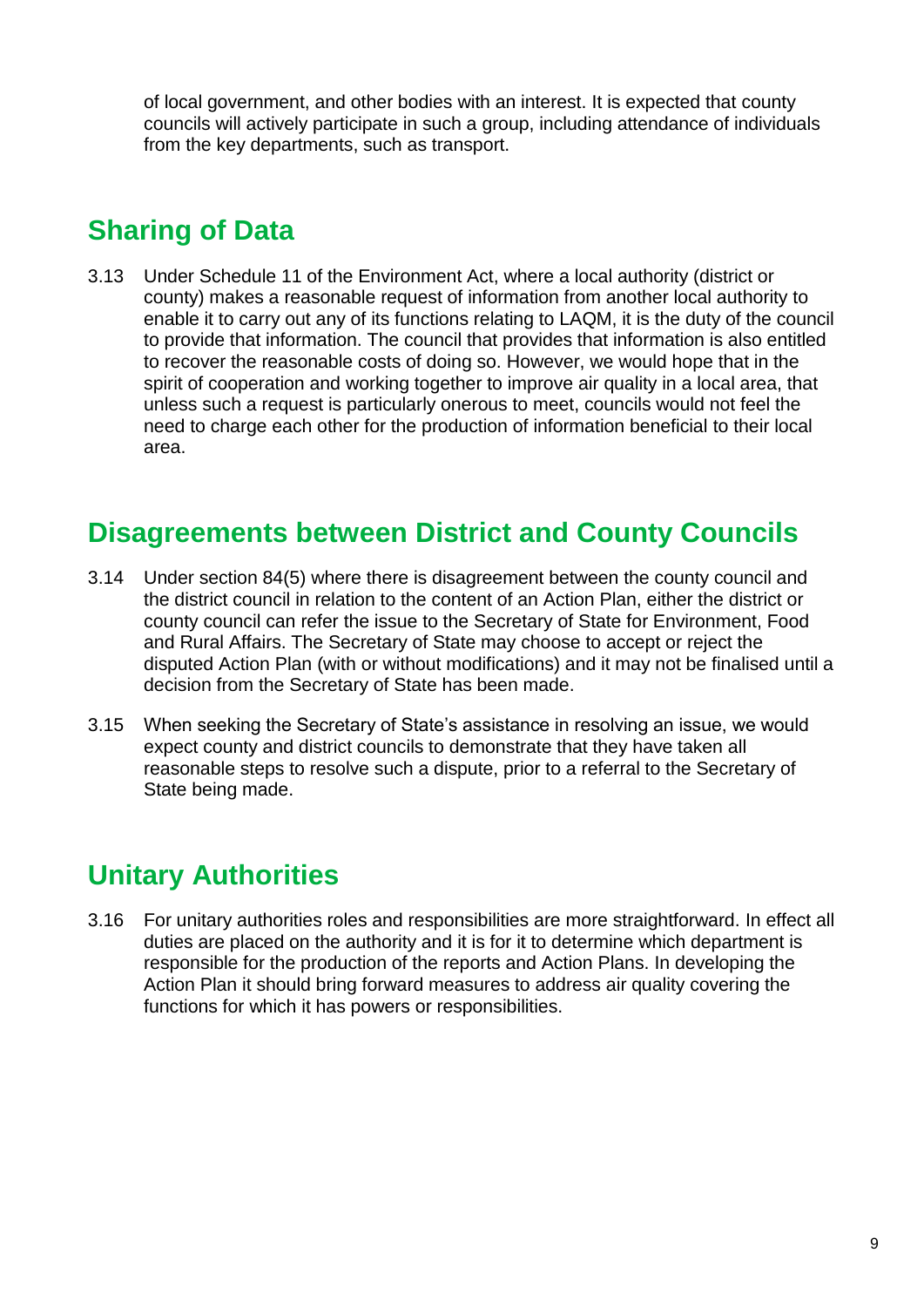of local government, and other bodies with an interest. It is expected that county councils will actively participate in such a group, including attendance of individuals from the key departments, such as transport.

## Sharing of Data

3.13 Under Schedule 11 of the Environment Act, where a local authority (district or county) makes a reasonable request of information from another local authority to enable it to carry out any of its functions relating to LAQM, it is the duty of the council to provide that information. The council that provides that information is also entitled to recover the reasonable costs of doing so. However, we would hope that in the spirit of cooperation and working together to improve air quality in a local area, that unless such a request is particularly onerous to meet, councils would not feel the need to charge each other for the production of information beneficial to their local area.

## Disagreements between District and County Councils

3.14 Under section 84(5) where there is disagreement between the county council and the district council in relation to the content of an Action Plan, either the district or county council can refer the issue to the Secretary of State for Environment, Food and Rural Affairs. The Secretary of State may choose to accept or reject the disputed Action Plan (with or without modifications) and it may not be finalised until a decision from the Secretary of State has been made.

3.15 When seeking the Secretary of State's assistance in resolving an issue, we would expect county and district councils to demonstrate that they have taken all reasonable steps to resolve such a dispute, prior to a referral to the Secretary of State being made.

## Unitary Authorities

3.16 For unitary authorities roles and responsibilities are more straightforward. In effect all duties are placed on the authority and it is for it to determine which department is responsible for the production of the reports and Action Plans. In developing the Action Plan it should bring forward measures to address air quality covering the functions for which it has powers or responsibilities.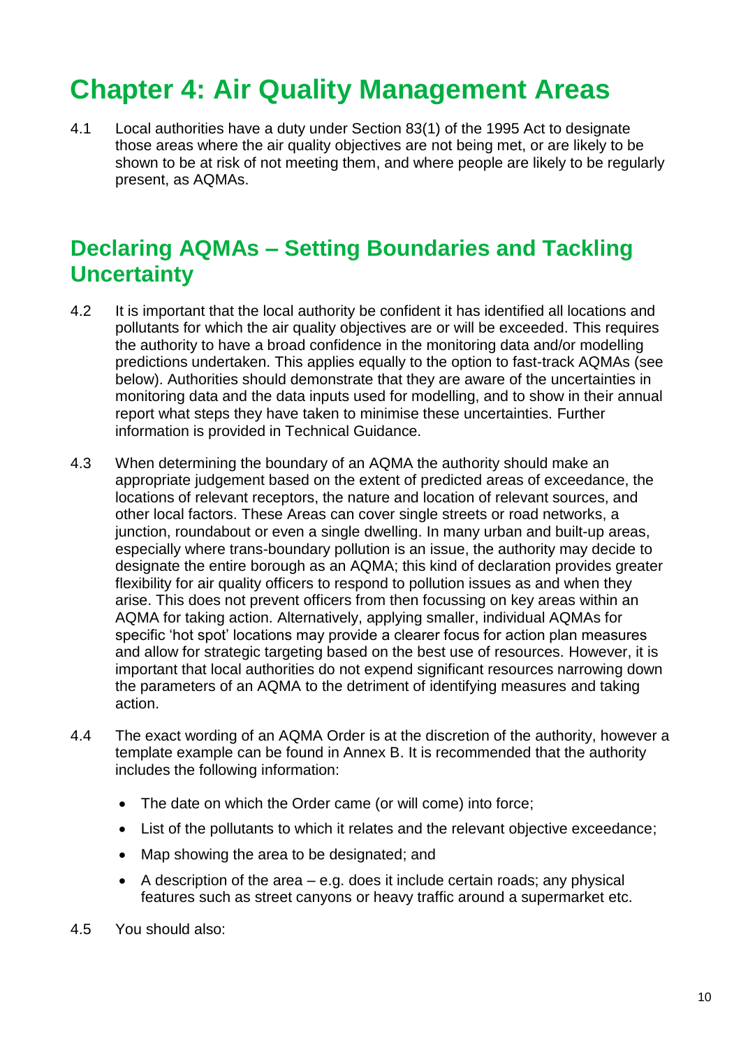# Chapter 4: Air Quality Management Areas

4.1 Local authorities have a duty under Section 83(1) of the 1995 Act to designate those areas where the air quality objectives are not being met, or are likely to be shown to be at risk of not meeting them, and where people are likely to be regularly present, as AQMAs.

## Declaring AQMAs – Setting Boundaries and Tackling Uncertainty

4.2 It is important that the local authority be confident it has identified all locations and pollutants for which the air quality objectives are or will be exceeded. This requires the authority to have a broad confidence in the monitoring data and/or modelling predictions undertaken. This applies equally to the option to fast-track AQMAs (see below). Authorities should demonstrate that they are aware of the uncertainties in monitoring data and the data inputs used for modelling, and to show in their annual report what steps they have taken to minimise these uncertainties. Further information is provided in Technical Guidance.

4.3 When determining the boundary of an AQMA the authority should make an appropriate judgement based on the extent of predicted areas of exceedance, the locations of relevant receptors, the nature and location of relevant sources, and other local factors. These Areas can cover single streets or road networks, a junction, roundabout or even a single dwelling. In many urban and built-up areas, especially where trans-boundary pollution is an issue, the authority may decide to designate the entire borough as an AQMA; this kind of declaration provides greater flexibility for air quality officers to respond to pollution issues as and when they arise. This does not prevent officers from then focussing on key areas within an AQMA for taking action. Alternatively, applying smaller, individual AQMAs for specific 'hot spot' locations may provide a clearer focus for action plan measures and allow for strategic targeting based on the best use of resources. However, it is important that local authorities do not expend significant resources narrowing down the parameters of an AQMA to the detriment of identifying measures and taking action.

4.4 The exact wording of an AQMA Order is at the discretion of the authority, however a template example can be found in Annex B. It is recommended that the authority includes the following information:

- The date on which the Order came (or will come) into force;
- List of the pollutants to which it relates and the relevant objective exceedance;
- Map showing the area to be designated; and
- A description of the area – e.g. does it include certain roads; any physical features such as street canyons or heavy traffic around a supermarket etc.

4.5 You should also: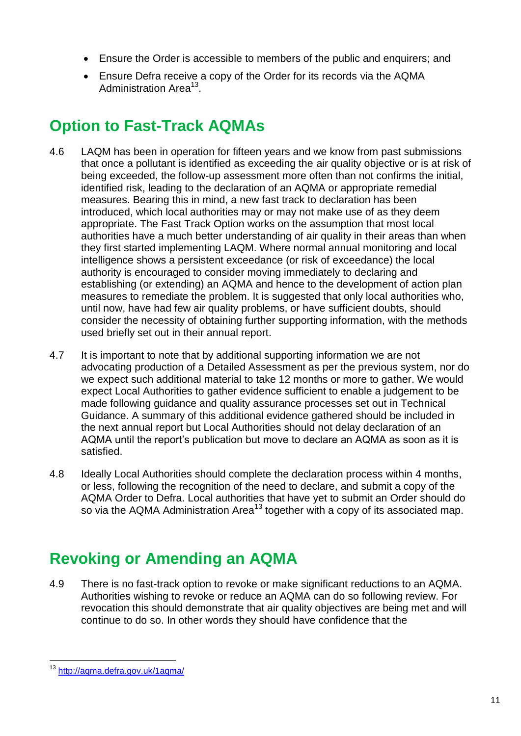- Ensure the Order is accessible to members of the public and enquirers; and
- Ensure Defra receive a copy of the Order for its records via the AQMA Administration Area[13].

## Option to Fast-Track AQMAs

4.6 LAQM has been in operation for fifteen years and we know from past submissions that once a pollutant is identified as exceeding the air quality objective or is at risk of being exceeded, the follow-up assessment more often than not confirms the initial, identified risk, leading to the declaration of an AQMA or appropriate remedial measures. Bearing this in mind, a new fast track to declaration has been introduced, which local authorities may or may not make use of as they deem appropriate. The Fast Track Option works on the assumption that most local authorities have a much better understanding of air quality in their areas than when they first started implementing LAQM. Where normal annual monitoring and local intelligence shows a persistent exceedance (or risk of exceedance) the local authority is encouraged to consider moving immediately to declaring and establishing (or extending) an AQMA and hence to the development of action plan measures to remediate the problem. It is suggested that only local authorities who, until now, have had few air quality problems, or have sufficient doubts, should consider the necessity of obtaining further supporting information, with the methods used briefly set out in their annual report.

4.7 It is important to note that by additional supporting information we are not advocating production of a Detailed Assessment as per the previous system, nor do we expect such additional material to take 12 months or more to gather. We would expect Local Authorities to gather evidence sufficient to enable a judgement to be made following guidance and quality assurance processes set out in Technical Guidance. A summary of this additional evidence gathered should be included in the next annual report but Local Authorities should not delay declaration of an AQMA until the report's publication but move to declare an AQMA as soon as it is satisfied.

4.8 Ideally Local Authorities should complete the declaration process within 4 months, or less, following the recognition of the need to declare, and submit a copy of the AQMA Order to Defra. Local authorities that have yet to submit an Order should do so via the AQMA Administration Area[13] together with a copy of its associated map.

## Revoking or Amending an AQMA

4.9 There is no fast-track option to revoke or make significant reductions to an AQMA. Authorities wishing to revoke or reduce an AQMA can do so following review. For revocation this should demonstrate that air quality objectives are being met and will continue to do so. In other words they should have confidence that the

---

[13] http://aqma.defra.gov.uk/1aqma/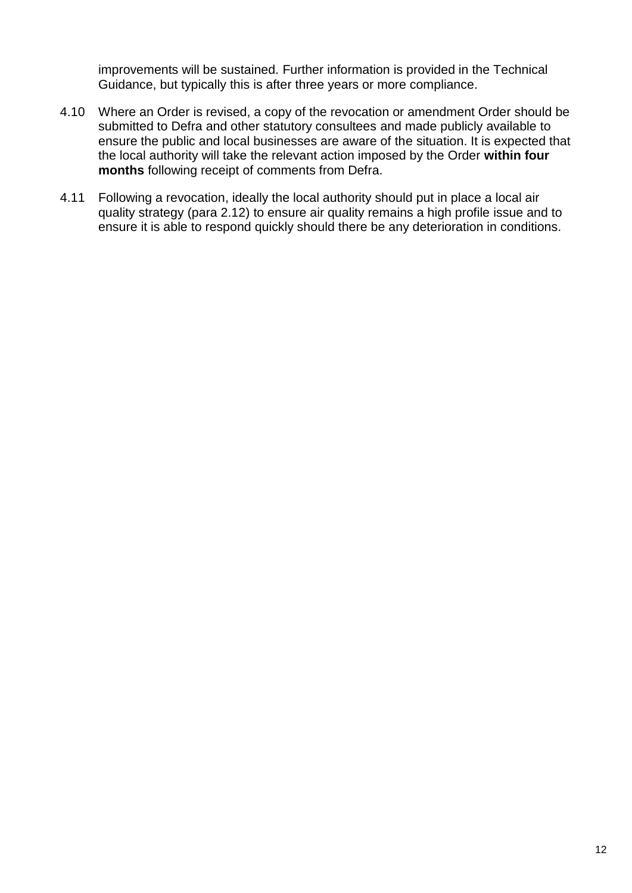improvements will be sustained. Further information is provided in the Technical Guidance, but typically this is after three years or more compliance.

4.10 Where an Order is revised, a copy of the revocation or amendment Order should be submitted to Defra and other statutory consultees and made publicly available to ensure the public and local businesses are aware of the situation. It is expected that the local authority will take the relevant action imposed by the Order **within four months** following receipt of comments from Defra.

4.11 Following a revocation, ideally the local authority should put in place a local air quality strategy (para 2.12) to ensure air quality remains a high profile issue and to ensure it is able to respond quickly should there be any deterioration in conditions.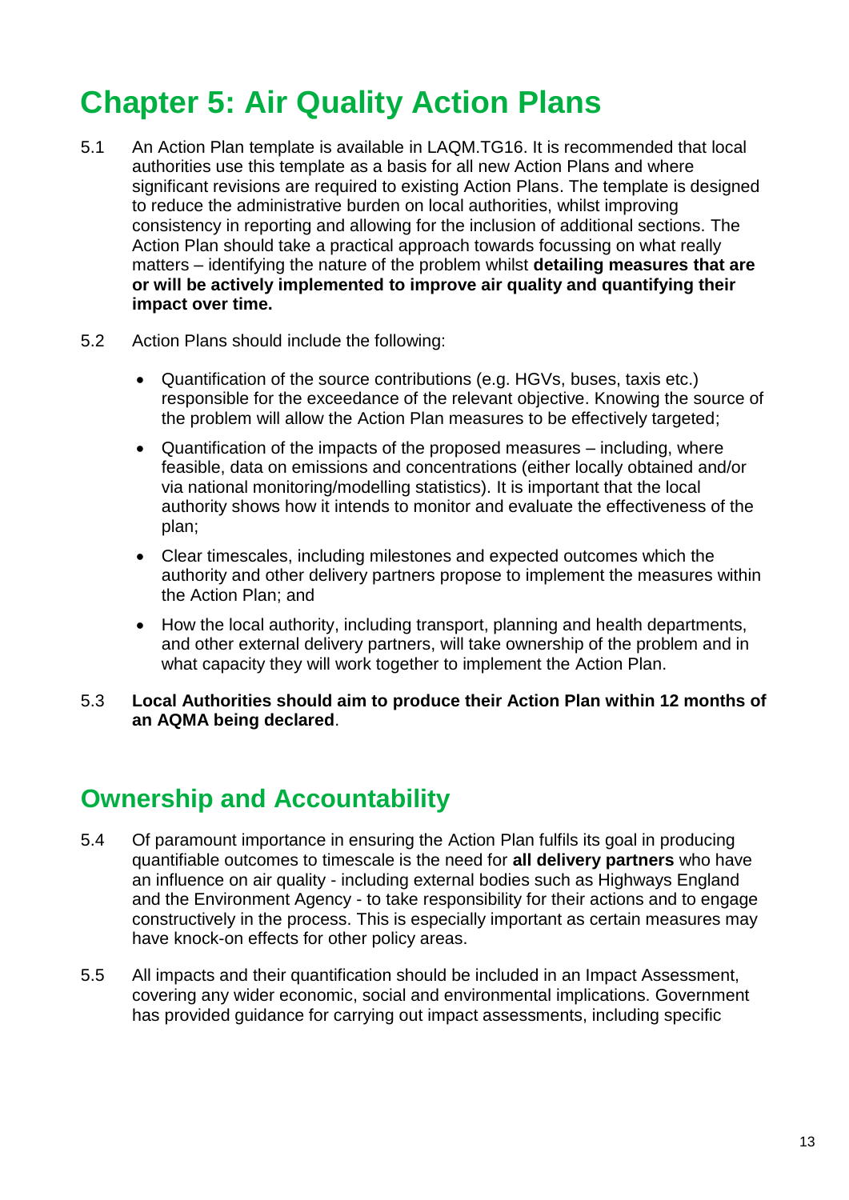# Chapter 5: Air Quality Action Plans

5.1 An Action Plan template is available in LAQM.TG16. It is recommended that local authorities use this template as a basis for all new Action Plans and where significant revisions are required to existing Action Plans. The template is designed to reduce the administrative burden on local authorities, whilst improving consistency in reporting and allowing for the inclusion of additional sections. The Action Plan should take a practical approach towards focussing on what really matters – identifying the nature of the problem whilst **detailing measures that are or will be actively implemented to improve air quality and quantifying their impact over time.**

5.2 Action Plans should include the following:

- Quantification of the source contributions (e.g. HGVs, buses, taxis etc.) responsible for the exceedance of the relevant objective. Knowing the source of the problem will allow the Action Plan measures to be effectively targeted;
- Quantification of the impacts of the proposed measures – including, where feasible, data on emissions and concentrations (either locally obtained and/or via national monitoring/modelling statistics). It is important that the local authority shows how it intends to monitor and evaluate the effectiveness of the plan;
- Clear timescales, including milestones and expected outcomes which the authority and other delivery partners propose to implement the measures within the Action Plan; and
- How the local authority, including transport, planning and health departments, and other external delivery partners, will take ownership of the problem and in what capacity they will work together to implement the Action Plan.

5.3 **Local Authorities should aim to produce their Action Plan within 12 months of an AQMA being declared**.

## Ownership and Accountability

5.4 Of paramount importance in ensuring the Action Plan fulfils its goal in producing quantifiable outcomes to timescale is the need for **all delivery partners** who have an influence on air quality - including external bodies such as Highways England and the Environment Agency - to take responsibility for their actions and to engage constructively in the process. This is especially important as certain measures may have knock-on effects for other policy areas.

5.5 All impacts and their quantification should be included in an Impact Assessment, covering any wider economic, social and environmental implications. Government has provided guidance for carrying out impact assessments, including specific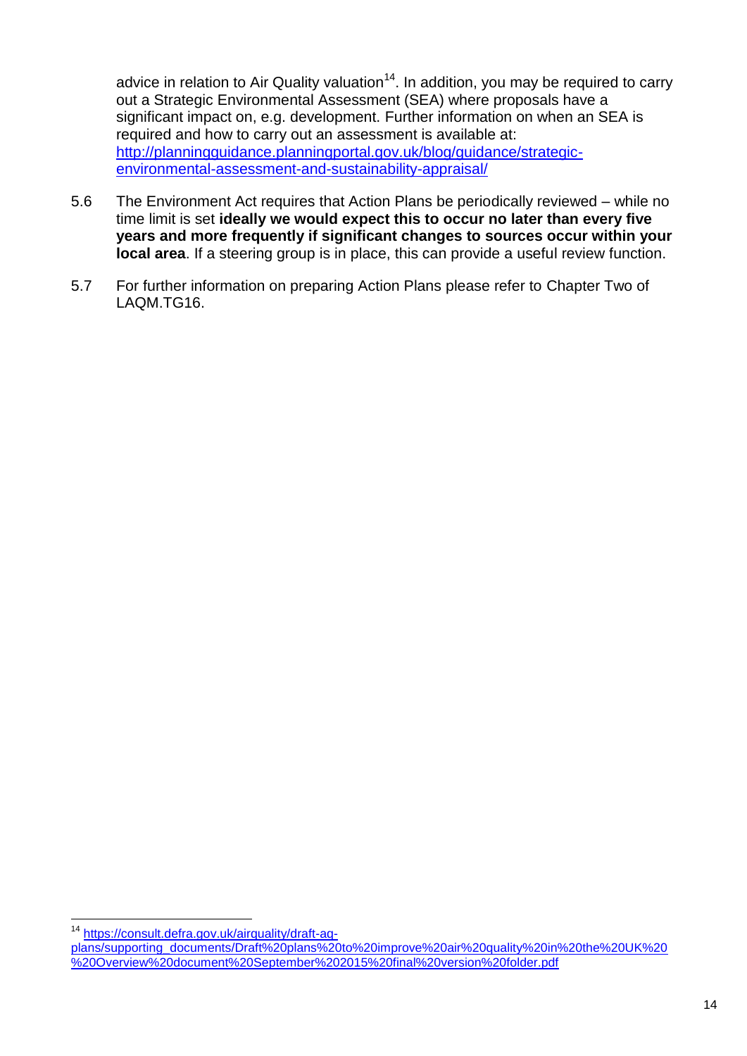advice in relation to Air Quality valuation[14]. In addition, you may be required to carry out a Strategic Environmental Assessment (SEA) where proposals have a significant impact on, e.g. development. Further information on when an SEA is required and how to carry out an assessment is available at: http://planningguidance.planningportal.gov.uk/blog/guidance/strategic-environmental-assessment-and-sustainability-appraisal/

5.6 The Environment Act requires that Action Plans be periodically reviewed – while no time limit is set **ideally we would expect this to occur no later than every five years and more frequently if significant changes to sources occur within your local area**. If a steering group is in place, this can provide a useful review function.

5.7 For further information on preparing Action Plans please refer to Chapter Two of LAQM.TG16.

[14] https://consult.defra.gov.uk/airquality/draft-aq-plans/supporting_documents/Draft%20plans%20to%20improve%20air%20quality%20in%20the%20UK%20%20Overview%20document%20September%202015%20final%20version%20folder.pdf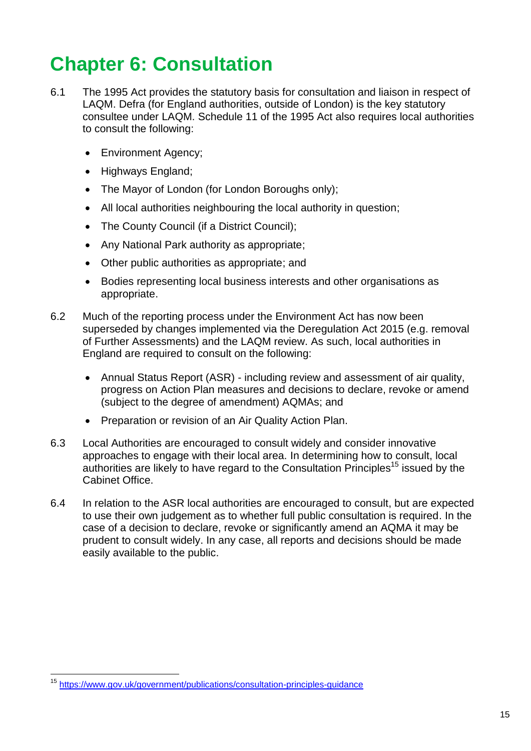# Chapter 6: Consultation

6.1 The 1995 Act provides the statutory basis for consultation and liaison in respect of LAQM. Defra (for England authorities, outside of London) is the key statutory consultee under LAQM. Schedule 11 of the 1995 Act also requires local authorities to consult the following:

- Environment Agency;
- Highways England;
- The Mayor of London (for London Boroughs only);
- All local authorities neighbouring the local authority in question;
- The County Council (if a District Council);
- Any National Park authority as appropriate;
- Other public authorities as appropriate; and
- Bodies representing local business interests and other organisations as appropriate.

6.2 Much of the reporting process under the Environment Act has now been superseded by changes implemented via the Deregulation Act 2015 (e.g. removal of Further Assessments) and the LAQM review. As such, local authorities in England are required to consult on the following:

- Annual Status Report (ASR) - including review and assessment of air quality, progress on Action Plan measures and decisions to declare, revoke or amend (subject to the degree of amendment) AQMAs; and
- Preparation or revision of an Air Quality Action Plan.

6.3 Local Authorities are encouraged to consult widely and consider innovative approaches to engage with their local area. In determining how to consult, local authorities are likely to have regard to the Consultation Principles[15] issued by the Cabinet Office.

6.4 In relation to the ASR local authorities are encouraged to consult, but are expected to use their own judgement as to whether full public consultation is required. In the case of a decision to declare, revoke or significantly amend an AQMA it may be prudent to consult widely. In any case, all reports and decisions should be made easily available to the public.

---

[15] https://www.gov.uk/government/publications/consultation-principles-guidance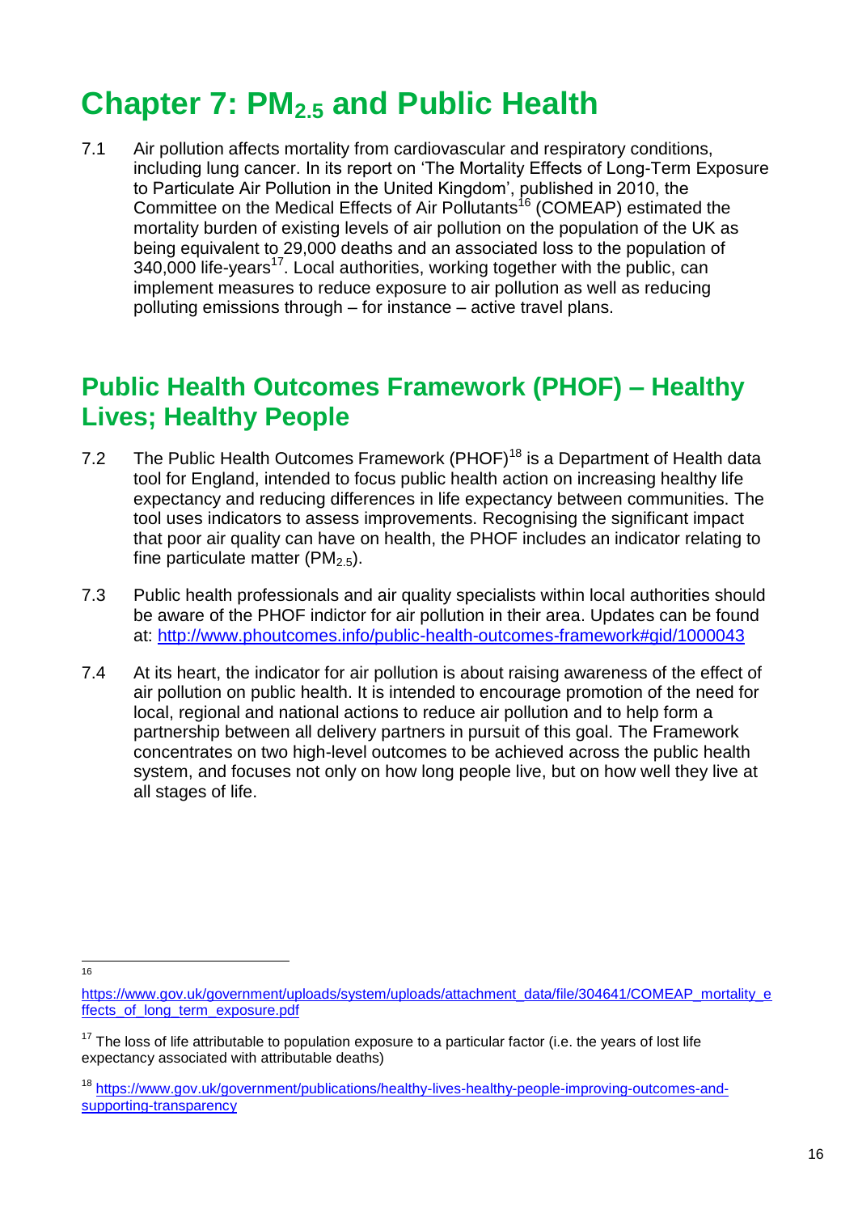# Chapter 7: $PM_{2.5}$ and Public Health

7.1 Air pollution affects mortality from cardiovascular and respiratory conditions, including lung cancer. In its report on 'The Mortality Effects of Long-Term Exposure to Particulate Air Pollution in the United Kingdom', published in 2010, the Committee on the Medical Effects of Air Pollutants[16] (COMEAP) estimated the mortality burden of existing levels of air pollution on the population of the UK as being equivalent to 29,000 deaths and an associated loss to the population of 340,000 life-years[17]. Local authorities, working together with the public, can implement measures to reduce exposure to air pollution as well as reducing polluting emissions through – for instance – active travel plans.

## Public Health Outcomes Framework (PHOF) – Healthy Lives; Healthy People

7.2 The Public Health Outcomes Framework (PHOF)[18] is a Department of Health data tool for England, intended to focus public health action on increasing healthy life expectancy and reducing differences in life expectancy between communities. The tool uses indicators to assess improvements. Recognising the significant impact that poor air quality can have on health, the PHOF includes an indicator relating to fine particulate matter ($PM_{2.5}$).

7.3 Public health professionals and air quality specialists within local authorities should be aware of the PHOF indictor for air pollution in their area. Updates can be found at: http://www.phoutcomes.info/public-health-outcomes-framework#gid/1000043

7.4 At its heart, the indicator for air pollution is about raising awareness of the effect of air pollution on public health. It is intended to encourage promotion of the need for local, regional and national actions to reduce air pollution and to help form a partnership between all delivery partners in pursuit of this goal. The Framework concentrates on two high-level outcomes to be achieved across the public health system, and focuses not only on how long people live, but on how well they live at all stages of life.

---

[16] https://www.gov.uk/government/uploads/system/uploads/attachment_data/file/304641/COMEAP_mortality_effects_of_long_term_exposure.pdf

[17] The loss of life attributable to population exposure to a particular factor (i.e. the years of lost life expectancy associated with attributable deaths)

[18] https://www.gov.uk/government/publications/healthy-lives-healthy-people-improving-outcomes-and-supporting-transparency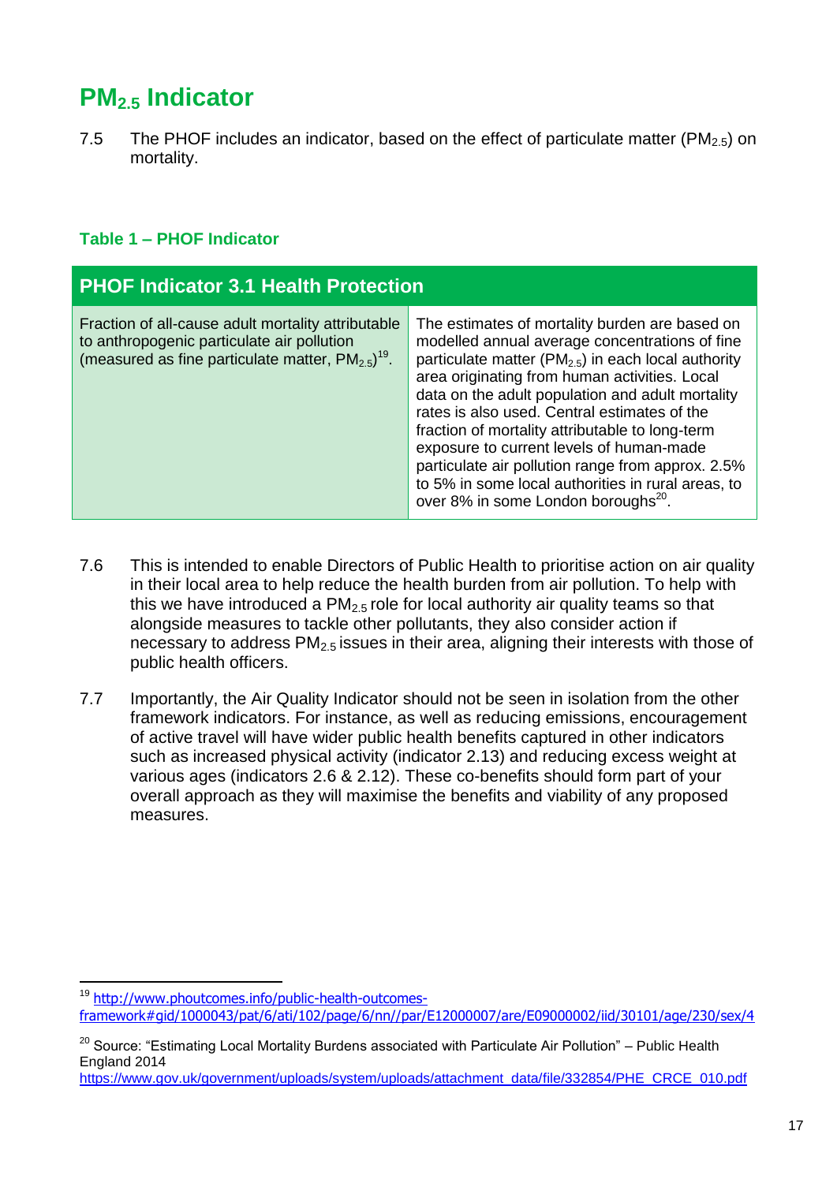# $PM_{2.5}$ Indicator

7.5 The PHOF includes an indicator, based on the effect of particulate matter ($PM_{2.5}$) on mortality.

**Table 1 – PHOF Indicator**

| PHOF Indicator 3.1 Health Protection | |
|---|---|
| Fraction of all-cause adult mortality attributable to anthropogenic particulate air pollution (measured as fine particulate matter, $PM_{2.5}$)[19]. | The estimates of mortality burden are based on modelled annual average concentrations of fine particulate matter ($PM_{2.5}$) in each local authority area originating from human activities. Local data on the adult population and adult mortality rates is also used. Central estimates of the fraction of mortality attributable to long-term exposure to current levels of human-made particulate air pollution range from approx. 2.5% to 5% in some local authorities in rural areas, to over 8% in some London boroughs[20]. |

7.6 This is intended to enable Directors of Public Health to prioritise action on air quality in their local area to help reduce the health burden from air pollution. To help with this we have introduced a $PM_{2.5}$ role for local authority air quality teams so that alongside measures to tackle other pollutants, they also consider action if necessary to address $PM_{2.5}$ issues in their area, aligning their interests with those of public health officers.

7.7 Importantly, the Air Quality Indicator should not be seen in isolation from the other framework indicators. For instance, as well as reducing emissions, encouragement of active travel will have wider public health benefits captured in other indicators such as increased physical activity (indicator 2.13) and reducing excess weight at various ages (indicators 2.6 & 2.12). These co-benefits should form part of your overall approach as they will maximise the benefits and viability of any proposed measures.

---

[19] http://www.phoutcomes.info/public-health-outcomes-framework#gid/1000043/pat/6/ati/102/page/6/nn//par/E12000007/are/E09000002/iid/30101/age/230/sex/4

[20] Source: "Estimating Local Mortality Burdens associated with Particulate Air Pollution" – Public Health England 2014 https://www.gov.uk/government/uploads/system/uploads/attachment_data/file/332854/PHE_CRCE_010.pdf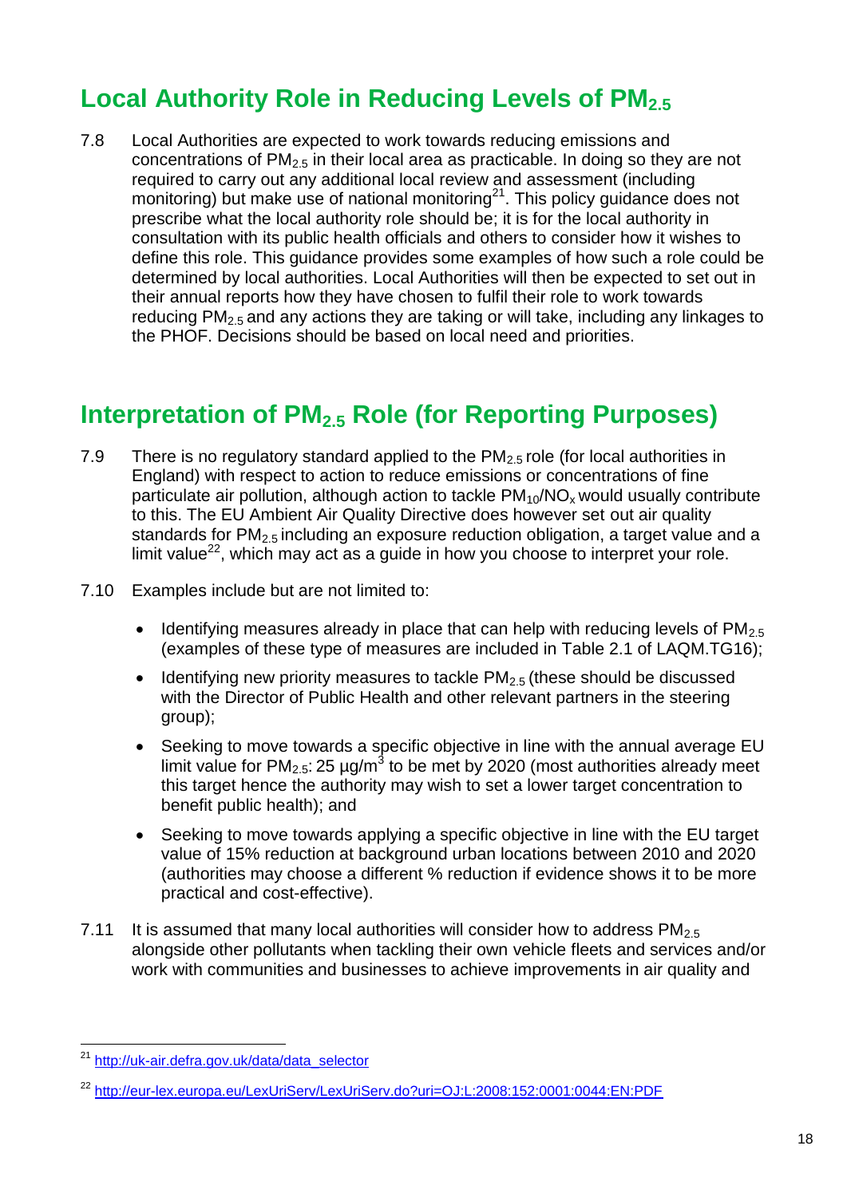## Local Authority Role in Reducing Levels of $PM_{2.5}$

7.8 Local Authorities are expected to work towards reducing emissions and concentrations of $PM_{2.5}$ in their local area as practicable. In doing so they are not required to carry out any additional local review and assessment (including monitoring) but make use of national monitoring[21]. This policy guidance does not prescribe what the local authority role should be; it is for the local authority in consultation with its public health officials and others to consider how it wishes to define this role. This guidance provides some examples of how such a role could be determined by local authorities. Local Authorities will then be expected to set out in their annual reports how they have chosen to fulfil their role to work towards reducing $PM_{2.5}$ and any actions they are taking or will take, including any linkages to the PHOF. Decisions should be based on local need and priorities.

## Interpretation of $PM_{2.5}$ Role (for Reporting Purposes)

7.9 There is no regulatory standard applied to the $PM_{2.5}$ role (for local authorities in England) with respect to action to reduce emissions or concentrations of fine particulate air pollution, although action to tackle $PM_{10}/NO_x$ would usually contribute to this. The EU Ambient Air Quality Directive does however set out air quality standards for $PM_{2.5}$ including an exposure reduction obligation, a target value and a limit value[22], which may act as a guide in how you choose to interpret your role.

7.10 Examples include but are not limited to:

- Identifying measures already in place that can help with reducing levels of $PM_{2.5}$ (examples of these type of measures are included in Table 2.1 of LAQM.TG16);
- Identifying new priority measures to tackle $PM_{2.5}$ (these should be discussed with the Director of Public Health and other relevant partners in the steering group);
- Seeking to move towards a specific objective in line with the annual average EU limit value for $PM_{2.5}$: 25 $\mu g/m^3$ to be met by 2020 (most authorities already meet this target hence the authority may wish to set a lower target concentration to benefit public health); and
- Seeking to move towards applying a specific objective in line with the EU target value of 15% reduction at background urban locations between 2010 and 2020 (authorities may choose a different % reduction if evidence shows it to be more practical and cost-effective).

7.11 It is assumed that many local authorities will consider how to address $PM_{2.5}$ alongside other pollutants when tackling their own vehicle fleets and services and/or work with communities and businesses to achieve improvements in air quality and

---

[21] http://uk-air.defra.gov.uk/data/data_selector

[22] http://eur-lex.europa.eu/LexUriServ/LexUriServ.do?uri=OJ:L:2008:152:0001:0044:EN:PDF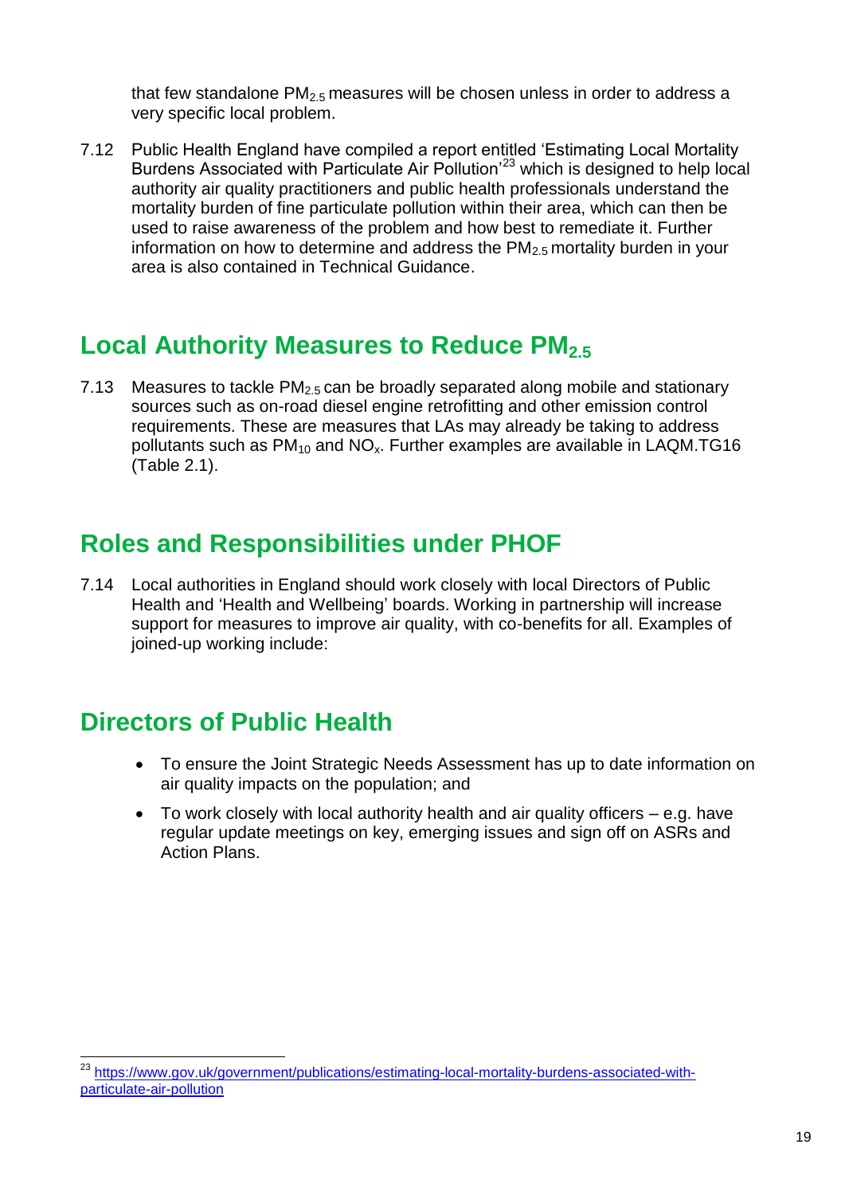that few standalone $PM_{2.5}$ measures will be chosen unless in order to address a very specific local problem.

7.12 Public Health England have compiled a report entitled 'Estimating Local Mortality Burdens Associated with Particulate Air Pollution'[23] which is designed to help local authority air quality practitioners and public health professionals understand the mortality burden of fine particulate pollution within their area, which can then be used to raise awareness of the problem and how best to remediate it. Further information on how to determine and address the $PM_{2.5}$ mortality burden in your area is also contained in Technical Guidance.

## Local Authority Measures to Reduce $PM_{2.5}$

7.13 Measures to tackle $PM_{2.5}$ can be broadly separated along mobile and stationary sources such as on-road diesel engine retrofitting and other emission control requirements. These are measures that LAs may already be taking to address pollutants such as $PM_{10}$ and $NO_x$. Further examples are available in LAQM.TG16 (Table 2.1).

## Roles and Responsibilities under PHOF

7.14 Local authorities in England should work closely with local Directors of Public Health and 'Health and Wellbeing' boards. Working in partnership will increase support for measures to improve air quality, with co-benefits for all. Examples of joined-up working include:

## Directors of Public Health

- To ensure the Joint Strategic Needs Assessment has up to date information on air quality impacts on the population; and
- To work closely with local authority health and air quality officers – e.g. have regular update meetings on key, emerging issues and sign off on ASRs and Action Plans.

---

[23] https://www.gov.uk/government/publications/estimating-local-mortality-burdens-associated-with-particulate-air-pollution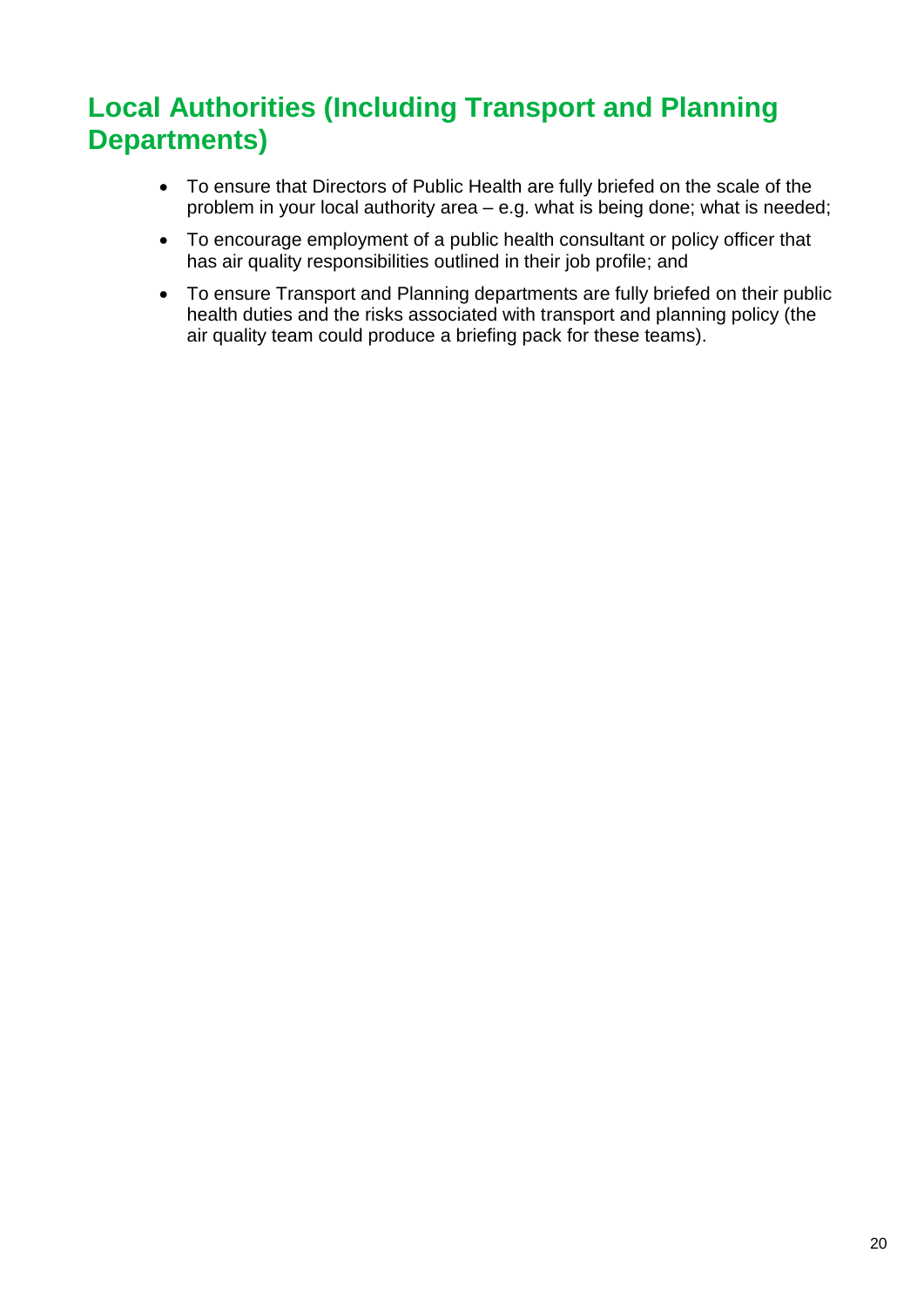## Local Authorities (Including Transport and Planning Departments)

- To ensure that Directors of Public Health are fully briefed on the scale of the problem in your local authority area – e.g. what is being done; what is needed;
- To encourage employment of a public health consultant or policy officer that has air quality responsibilities outlined in their job profile; and
- To ensure Transport and Planning departments are fully briefed on their public health duties and the risks associated with transport and planning policy (the air quality team could produce a briefing pack for these teams).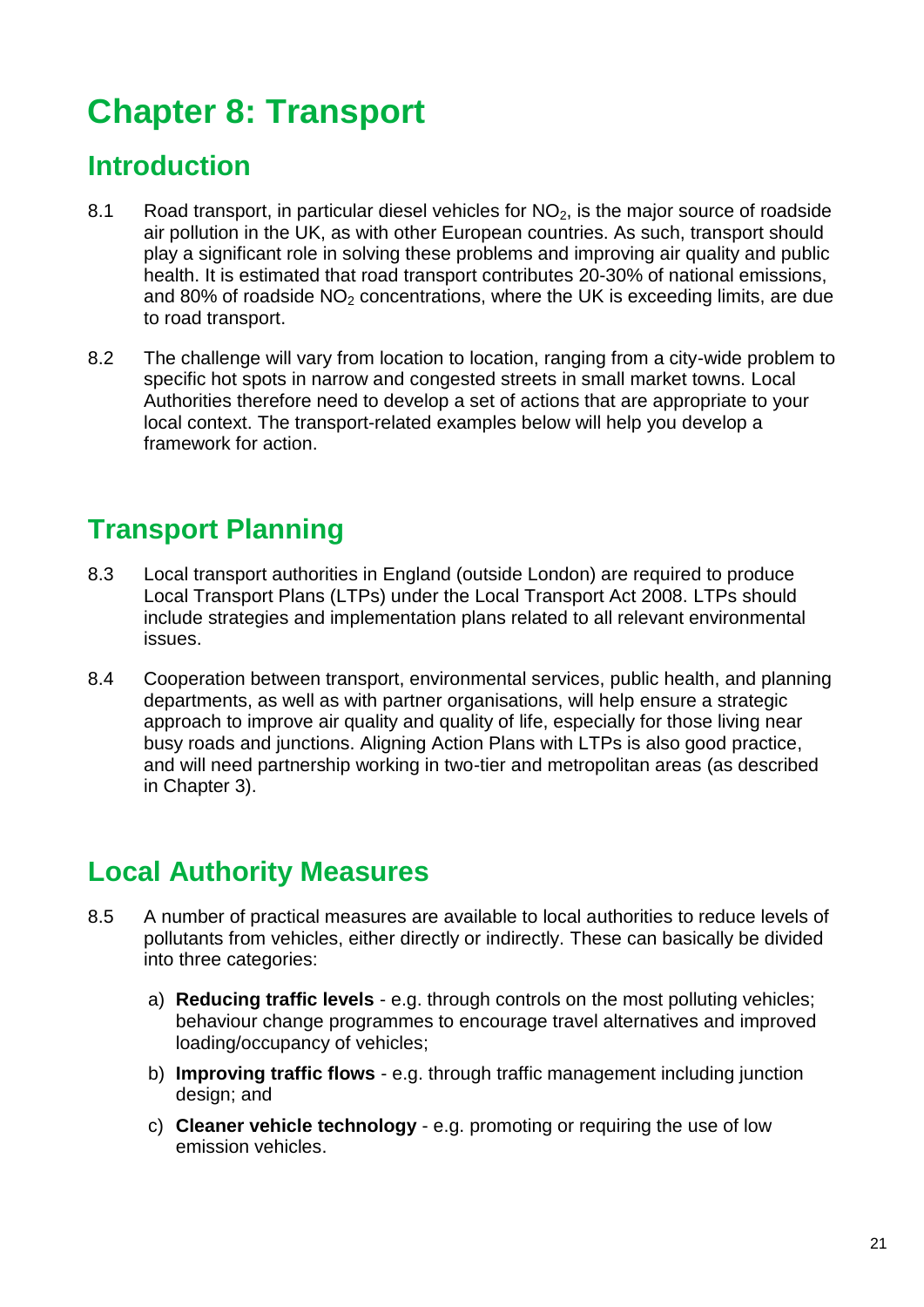# Chapter 8: Transport

## Introduction

8.1 Road transport, in particular diesel vehicles for $NO_2$, is the major source of roadside air pollution in the UK, as with other European countries. As such, transport should play a significant role in solving these problems and improving air quality and public health. It is estimated that road transport contributes 20-30% of national emissions, and 80% of roadside $NO_2$ concentrations, where the UK is exceeding limits, are due to road transport.

8.2 The challenge will vary from location to location, ranging from a city-wide problem to specific hot spots in narrow and congested streets in small market towns. Local Authorities therefore need to develop a set of actions that are appropriate to your local context. The transport-related examples below will help you develop a framework for action.

## Transport Planning

8.3 Local transport authorities in England (outside London) are required to produce Local Transport Plans (LTPs) under the Local Transport Act 2008. LTPs should include strategies and implementation plans related to all relevant environmental issues.

8.4 Cooperation between transport, environmental services, public health, and planning departments, as well as with partner organisations, will help ensure a strategic approach to improve air quality and quality of life, especially for those living near busy roads and junctions. Aligning Action Plans with LTPs is also good practice, and will need partnership working in two-tier and metropolitan areas (as described in Chapter 3).

## Local Authority Measures

8.5 A number of practical measures are available to local authorities to reduce levels of pollutants from vehicles, either directly or indirectly. These can basically be divided into three categories:

a) **Reducing traffic levels** - e.g. through controls on the most polluting vehicles; behaviour change programmes to encourage travel alternatives and improved loading/occupancy of vehicles;

b) **Improving traffic flows** - e.g. through traffic management including junction design; and

c) **Cleaner vehicle technology** - e.g. promoting or requiring the use of low emission vehicles.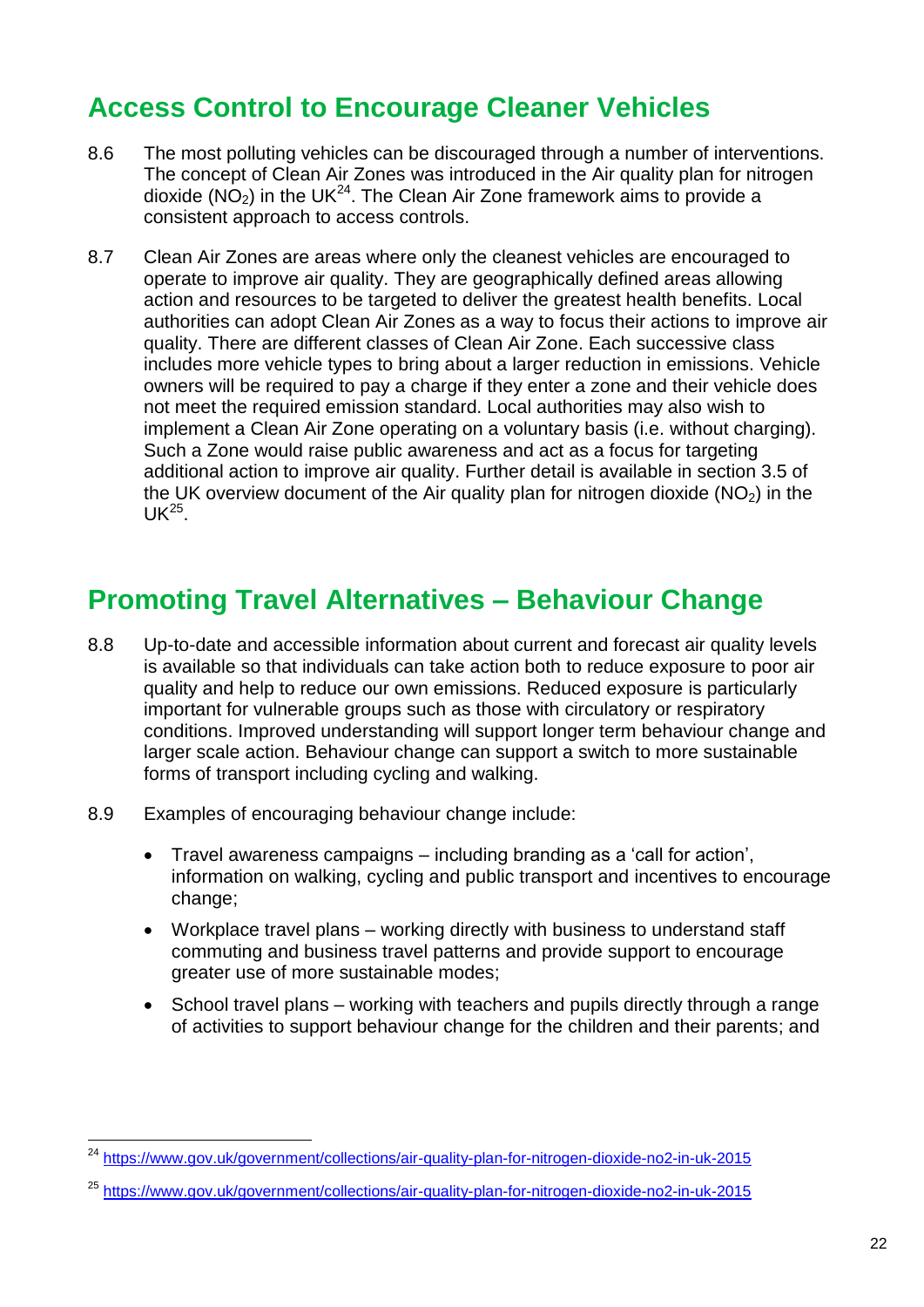## Access Control to Encourage Cleaner Vehicles

8.6 The most polluting vehicles can be discouraged through a number of interventions. The concept of Clean Air Zones was introduced in the Air quality plan for nitrogen dioxide ($NO_2$) in the UK[24]. The Clean Air Zone framework aims to provide a consistent approach to access controls.

8.7 Clean Air Zones are areas where only the cleanest vehicles are encouraged to operate to improve air quality. They are geographically defined areas allowing action and resources to be targeted to deliver the greatest health benefits. Local authorities can adopt Clean Air Zones as a way to focus their actions to improve air quality. There are different classes of Clean Air Zone. Each successive class includes more vehicle types to bring about a larger reduction in emissions. Vehicle owners will be required to pay a charge if they enter a zone and their vehicle does not meet the required emission standard. Local authorities may also wish to implement a Clean Air Zone operating on a voluntary basis (i.e. without charging). Such a Zone would raise public awareness and act as a focus for targeting additional action to improve air quality. Further detail is available in section 3.5 of the UK overview document of the Air quality plan for nitrogen dioxide ($NO_2$) in the UK[25].

## Promoting Travel Alternatives – Behaviour Change

8.8 Up-to-date and accessible information about current and forecast air quality levels is available so that individuals can take action both to reduce exposure to poor air quality and help to reduce our own emissions. Reduced exposure is particularly important for vulnerable groups such as those with circulatory or respiratory conditions. Improved understanding will support longer term behaviour change and larger scale action. Behaviour change can support a switch to more sustainable forms of transport including cycling and walking.

8.9 Examples of encouraging behaviour change include:

- Travel awareness campaigns – including branding as a 'call for action', information on walking, cycling and public transport and incentives to encourage change;
- Workplace travel plans – working directly with business to understand staff commuting and business travel patterns and provide support to encourage greater use of more sustainable modes;
- School travel plans – working with teachers and pupils directly through a range of activities to support behaviour change for the children and their parents; and

---

[24] https://www.gov.uk/government/collections/air-quality-plan-for-nitrogen-dioxide-no2-in-uk-2015

[25] https://www.gov.uk/government/collections/air-quality-plan-for-nitrogen-dioxide-no2-in-uk-2015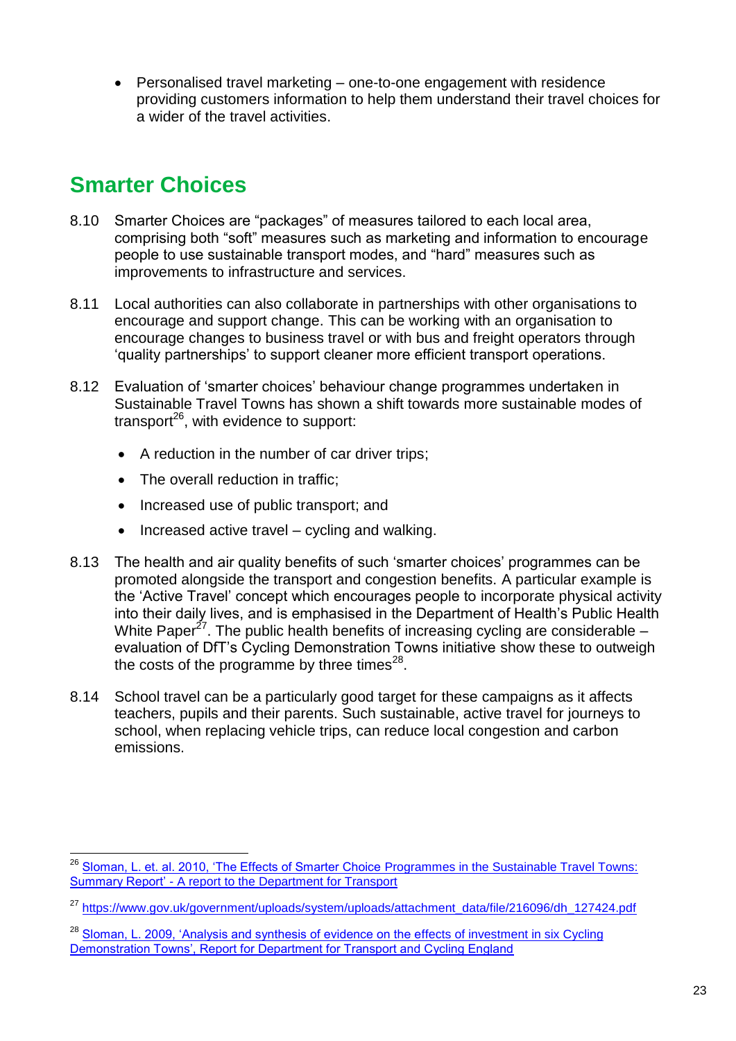- Personalised travel marketing – one-to-one engagement with residence providing customers information to help them understand their travel choices for a wider of the travel activities.

## Smarter Choices

8.10 Smarter Choices are "packages" of measures tailored to each local area, comprising both "soft" measures such as marketing and information to encourage people to use sustainable transport modes, and "hard" measures such as improvements to infrastructure and services.

8.11 Local authorities can also collaborate in partnerships with other organisations to encourage and support change. This can be working with an organisation to encourage changes to business travel or with bus and freight operators through 'quality partnerships' to support cleaner more efficient transport operations.

8.12 Evaluation of 'smarter choices' behaviour change programmes undertaken in Sustainable Travel Towns has shown a shift towards more sustainable modes of transport[26], with evidence to support:

- A reduction in the number of car driver trips;
- The overall reduction in traffic;
- Increased use of public transport; and
- Increased active travel – cycling and walking.

8.13 The health and air quality benefits of such 'smarter choices' programmes can be promoted alongside the transport and congestion benefits. A particular example is the 'Active Travel' concept which encourages people to incorporate physical activity into their daily lives, and is emphasised in the Department of Health's Public Health White Paper[27]. The public health benefits of increasing cycling are considerable – evaluation of DfT's Cycling Demonstration Towns initiative show these to outweigh the costs of the programme by three times[28].

8.14 School travel can be a particularly good target for these campaigns as it affects teachers, pupils and their parents. Such sustainable, active travel for journeys to school, when replacing vehicle trips, can reduce local congestion and carbon emissions.

---

[26] Sloman, L. et. al. 2010, 'The Effects of Smarter Choice Programmes in the Sustainable Travel Towns: Summary Report' - A report to the Department for Transport

[27] https://www.gov.uk/government/uploads/system/uploads/attachment_data/file/216096/dh_127424.pdf

[28] Sloman, L. 2009, 'Analysis and synthesis of evidence on the effects of investment in six Cycling Demonstration Towns', Report for Department for Transport and Cycling England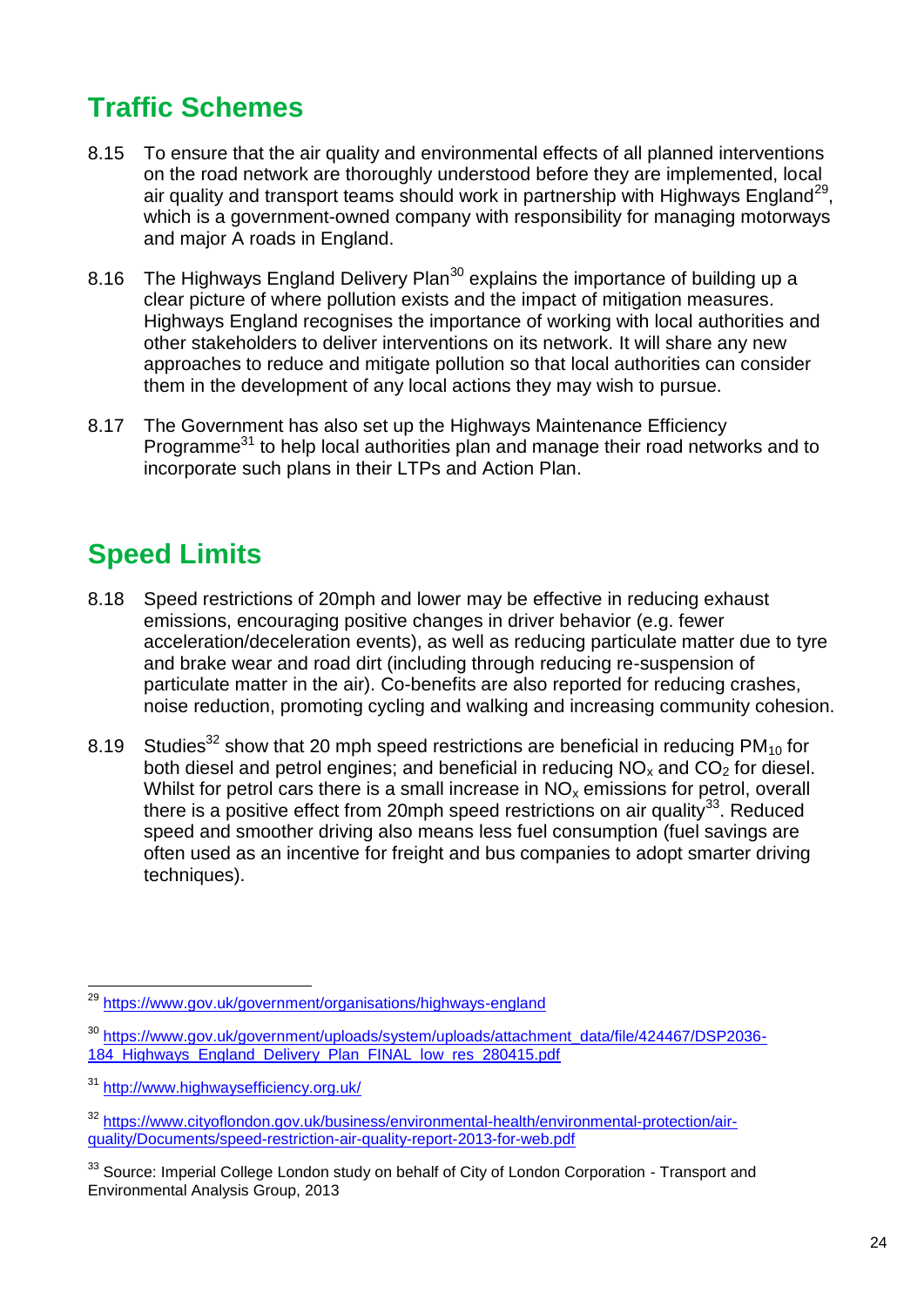## Traffic Schemes

8.15 To ensure that the air quality and environmental effects of all planned interventions on the road network are thoroughly understood before they are implemented, local air quality and transport teams should work in partnership with Highways England[29], which is a government-owned company with responsibility for managing motorways and major A roads in England.

8.16 The Highways England Delivery Plan[30] explains the importance of building up a clear picture of where pollution exists and the impact of mitigation measures. Highways England recognises the importance of working with local authorities and other stakeholders to deliver interventions on its network. It will share any new approaches to reduce and mitigate pollution so that local authorities can consider them in the development of any local actions they may wish to pursue.

8.17 The Government has also set up the Highways Maintenance Efficiency Programme[31] to help local authorities plan and manage their road networks and to incorporate such plans in their LTPs and Action Plan.

## Speed Limits

8.18 Speed restrictions of 20mph and lower may be effective in reducing exhaust emissions, encouraging positive changes in driver behavior (e.g. fewer acceleration/deceleration events), as well as reducing particulate matter due to tyre and brake wear and road dirt (including through reducing re-suspension of particulate matter in the air). Co-benefits are also reported for reducing crashes, noise reduction, promoting cycling and walking and increasing community cohesion.

8.19 Studies[32] show that 20 mph speed restrictions are beneficial in reducing $PM_{10}$ for both diesel and petrol engines; and beneficial in reducing $NO_x$ and $CO_2$ for diesel. Whilst for petrol cars there is a small increase in $NO_x$ emissions for petrol, overall there is a positive effect from 20mph speed restrictions on air quality[33]. Reduced speed and smoother driving also means less fuel consumption (fuel savings are often used as an incentive for freight and bus companies to adopt smarter driving techniques).

---

[29] https://www.gov.uk/government/organisations/highways-england

[30] https://www.gov.uk/government/uploads/system/uploads/attachment_data/file/424467/DSP2036-184_Highways_England_Delivery_Plan_FINAL_low_res_280415.pdf

[31] http://www.highwaysefficiency.org.uk/

[32] https://www.cityoflondon.gov.uk/business/environmental-health/environmental-protection/air-quality/Documents/speed-restriction-air-quality-report-2013-for-web.pdf

[33] Source: Imperial College London study on behalf of City of London Corporation - Transport and Environmental Analysis Group, 2013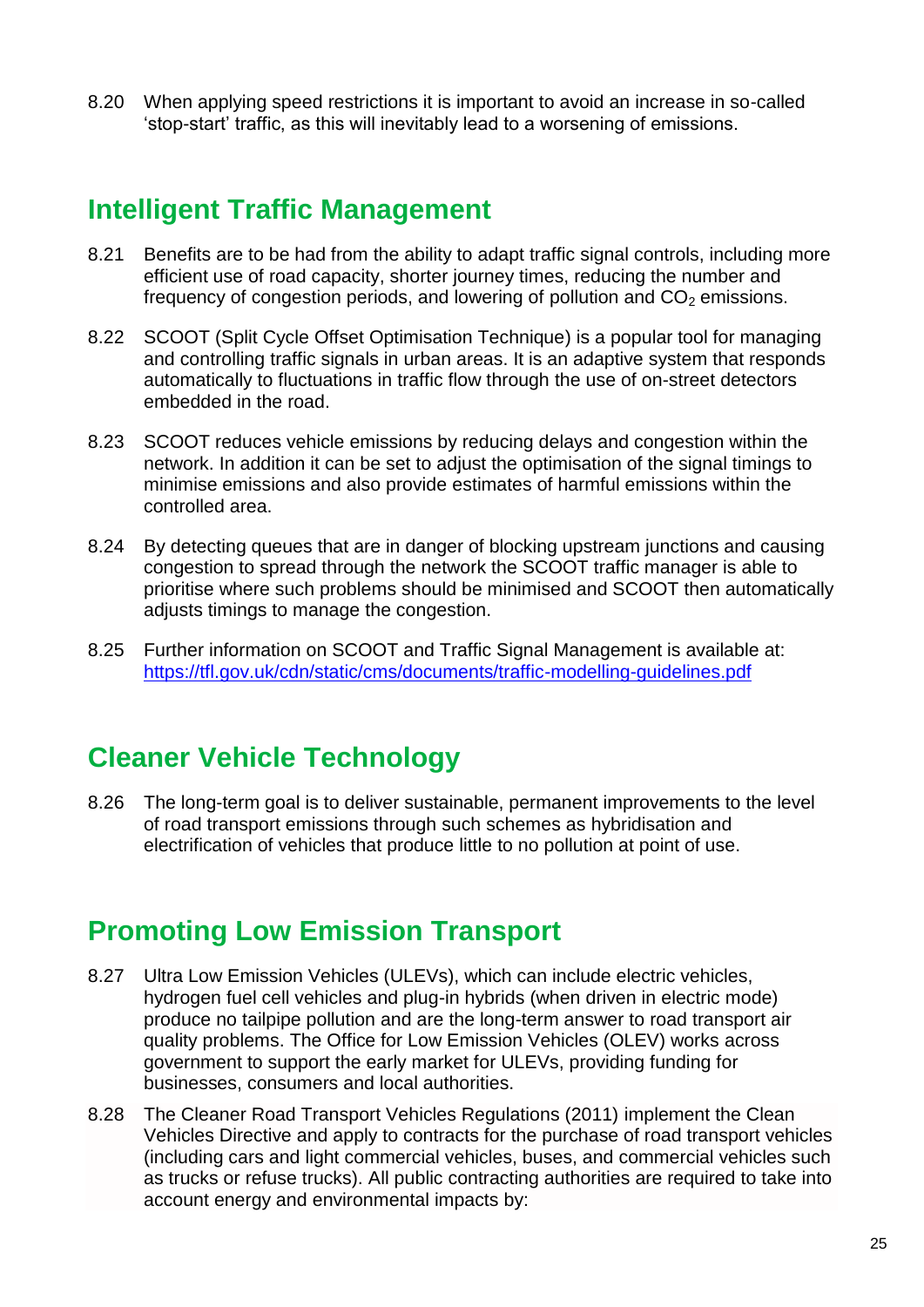8.20 When applying speed restrictions it is important to avoid an increase in so-called 'stop-start' traffic, as this will inevitably lead to a worsening of emissions.

## Intelligent Traffic Management

8.21 Benefits are to be had from the ability to adapt traffic signal controls, including more efficient use of road capacity, shorter journey times, reducing the number and frequency of congestion periods, and lowering of pollution and $CO_2$ emissions.

8.22 SCOOT (Split Cycle Offset Optimisation Technique) is a popular tool for managing and controlling traffic signals in urban areas. It is an adaptive system that responds automatically to fluctuations in traffic flow through the use of on-street detectors embedded in the road.

8.23 SCOOT reduces vehicle emissions by reducing delays and congestion within the network. In addition it can be set to adjust the optimisation of the signal timings to minimise emissions and also provide estimates of harmful emissions within the controlled area.

8.24 By detecting queues that are in danger of blocking upstream junctions and causing congestion to spread through the network the SCOOT traffic manager is able to prioritise where such problems should be minimised and SCOOT then automatically adjusts timings to manage the congestion.

8.25 Further information on SCOOT and Traffic Signal Management is available at: https://tfl.gov.uk/cdn/static/cms/documents/traffic-modelling-guidelines.pdf

## Cleaner Vehicle Technology

8.26 The long-term goal is to deliver sustainable, permanent improvements to the level of road transport emissions through such schemes as hybridisation and electrification of vehicles that produce little to no pollution at point of use.

## Promoting Low Emission Transport

8.27 Ultra Low Emission Vehicles (ULEVs), which can include electric vehicles, hydrogen fuel cell vehicles and plug-in hybrids (when driven in electric mode) produce no tailpipe pollution and are the long-term answer to road transport air quality problems. The Office for Low Emission Vehicles (OLEV) works across government to support the early market for ULEVs, providing funding for businesses, consumers and local authorities.

8.28 The Cleaner Road Transport Vehicles Regulations (2011) implement the Clean Vehicles Directive and apply to contracts for the purchase of road transport vehicles (including cars and light commercial vehicles, buses, and commercial vehicles such as trucks or refuse trucks). All public contracting authorities are required to take into account energy and environmental impacts by: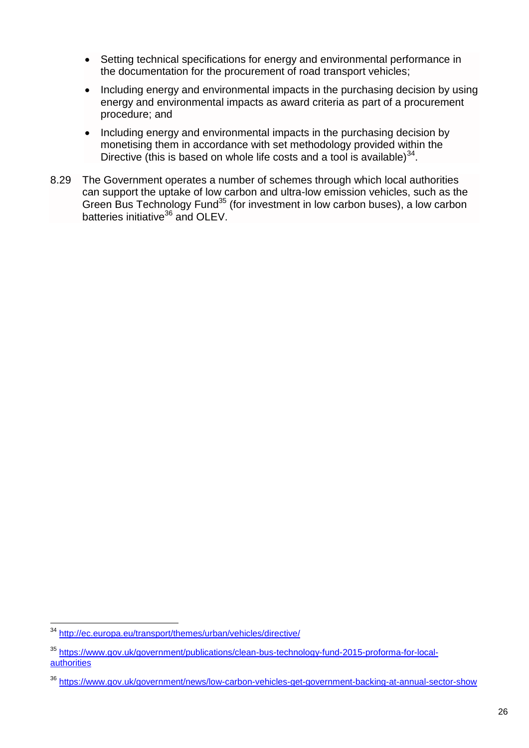- Setting technical specifications for energy and environmental performance in the documentation for the procurement of road transport vehicles;
- Including energy and environmental impacts in the purchasing decision by using energy and environmental impacts as award criteria as part of a procurement procedure; and
- Including energy and environmental impacts in the purchasing decision by monetising them in accordance with set methodology provided within the Directive (this is based on whole life costs and a tool is available)[34].

8.29 The Government operates a number of schemes through which local authorities can support the uptake of low carbon and ultra-low emission vehicles, such as the Green Bus Technology Fund[35] (for investment in low carbon buses), a low carbon batteries initiative[36] and OLEV.

---

[34] http://ec.europa.eu/transport/themes/urban/vehicles/directive/

[35] https://www.gov.uk/government/publications/clean-bus-technology-fund-2015-proforma-for-local-authorities

[36] https://www.gov.uk/government/news/low-carbon-vehicles-get-government-backing-at-annual-sector-show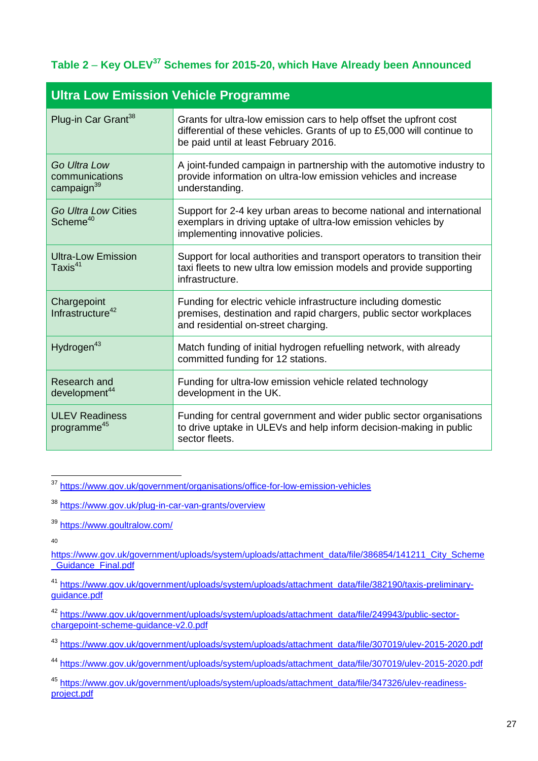### Table 2 – Key OLEV[37] Schemes for 2015-20, which Have Already been Announced

| Ultra Low Emission Vehicle Programme | |
|---|---|
| Plug-in Car Grant[38] | Grants for ultra-low emission cars to help offset the upfront cost differential of these vehicles. Grants of up to £5,000 will continue to be paid until at least February 2016. |
| *Go Ultra Low* communications campaign[39] | A joint-funded campaign in partnership with the automotive industry to provide information on ultra-low emission vehicles and increase understanding. |
| *Go Ultra Low* Cities Scheme[40] | Support for 2-4 key urban areas to become national and international exemplars in driving uptake of ultra-low emission vehicles by implementing innovative policies. |
| Ultra-Low Emission Taxis[41] | Support for local authorities and transport operators to transition their taxi fleets to new ultra low emission models and provide supporting infrastructure. |
| Chargepoint Infrastructure[42] | Funding for electric vehicle infrastructure including domestic premises, destination and rapid chargers, public sector workplaces and residential on-street charging. |
| Hydrogen[43] | Match funding of initial hydrogen refuelling network, with already committed funding for 12 stations. |
| Research and development[44] | Funding for ultra-low emission vehicle related technology development in the UK. |
| ULEV Readiness programme[45] | Funding for central government and wider public sector organisations to drive uptake in ULEVs and help inform decision-making in public sector fleets. |

---

[37] https://www.gov.uk/government/organisations/office-for-low-emission-vehicles

[38] https://www.gov.uk/plug-in-car-van-grants/overview

[39] https://www.goultralow.com/

[40] https://www.gov.uk/government/uploads/system/uploads/attachment_data/file/386854/141211_City_Scheme_Guidance_Final.pdf

[41] https://www.gov.uk/government/uploads/system/uploads/attachment_data/file/382190/taxis-preliminary-guidance.pdf

[42] https://www.gov.uk/government/uploads/system/uploads/attachment_data/file/249943/public-sector-chargepoint-scheme-guidance-v2.0.pdf

[43] https://www.gov.uk/government/uploads/system/uploads/attachment_data/file/307019/ulev-2015-2020.pdf

[44] https://www.gov.uk/government/uploads/system/uploads/attachment_data/file/307019/ulev-2015-2020.pdf

[45] https://www.gov.uk/government/uploads/system/uploads/attachment_data/file/347326/ulev-readiness-project.pdf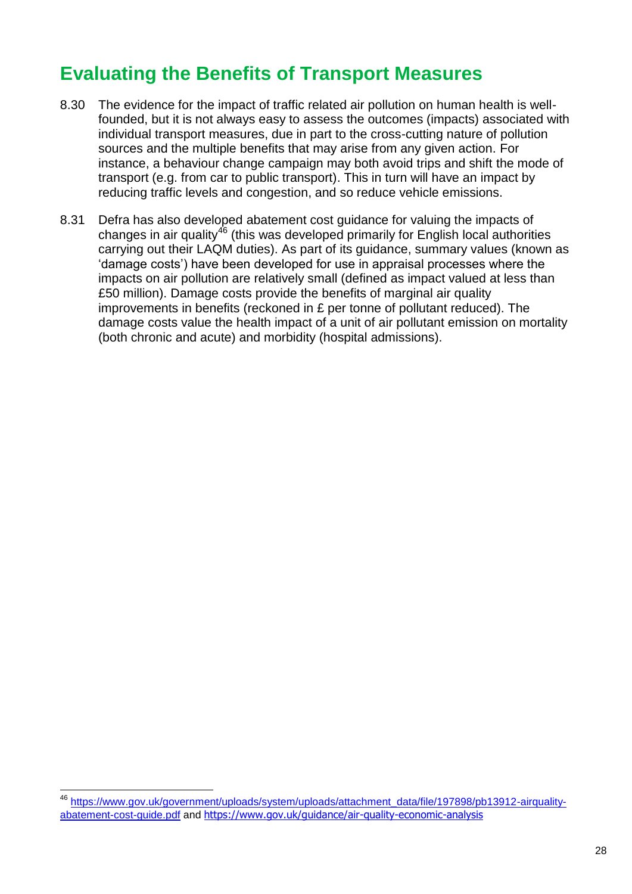## Evaluating the Benefits of Transport Measures

8.30 The evidence for the impact of traffic related air pollution on human health is well-founded, but it is not always easy to assess the outcomes (impacts) associated with individual transport measures, due in part to the cross-cutting nature of pollution sources and the multiple benefits that may arise from any given action. For instance, a behaviour change campaign may both avoid trips and shift the mode of transport (e.g. from car to public transport). This in turn will have an impact by reducing traffic levels and congestion, and so reduce vehicle emissions.

8.31 Defra has also developed abatement cost guidance for valuing the impacts of changes in air quality[46] (this was developed primarily for English local authorities carrying out their LAQM duties). As part of its guidance, summary values (known as 'damage costs') have been developed for use in appraisal processes where the impacts on air pollution are relatively small (defined as impact valued at less than £50 million). Damage costs provide the benefits of marginal air quality improvements in benefits (reckoned in £ per tonne of pollutant reduced). The damage costs value the health impact of a unit of air pollutant emission on mortality (both chronic and acute) and morbidity (hospital admissions).

---

[46] https://www.gov.uk/government/uploads/system/uploads/attachment_data/file/197898/pb13912-airquality-abatement-cost-guide.pdf and https://www.gov.uk/guidance/air-quality-economic-analysis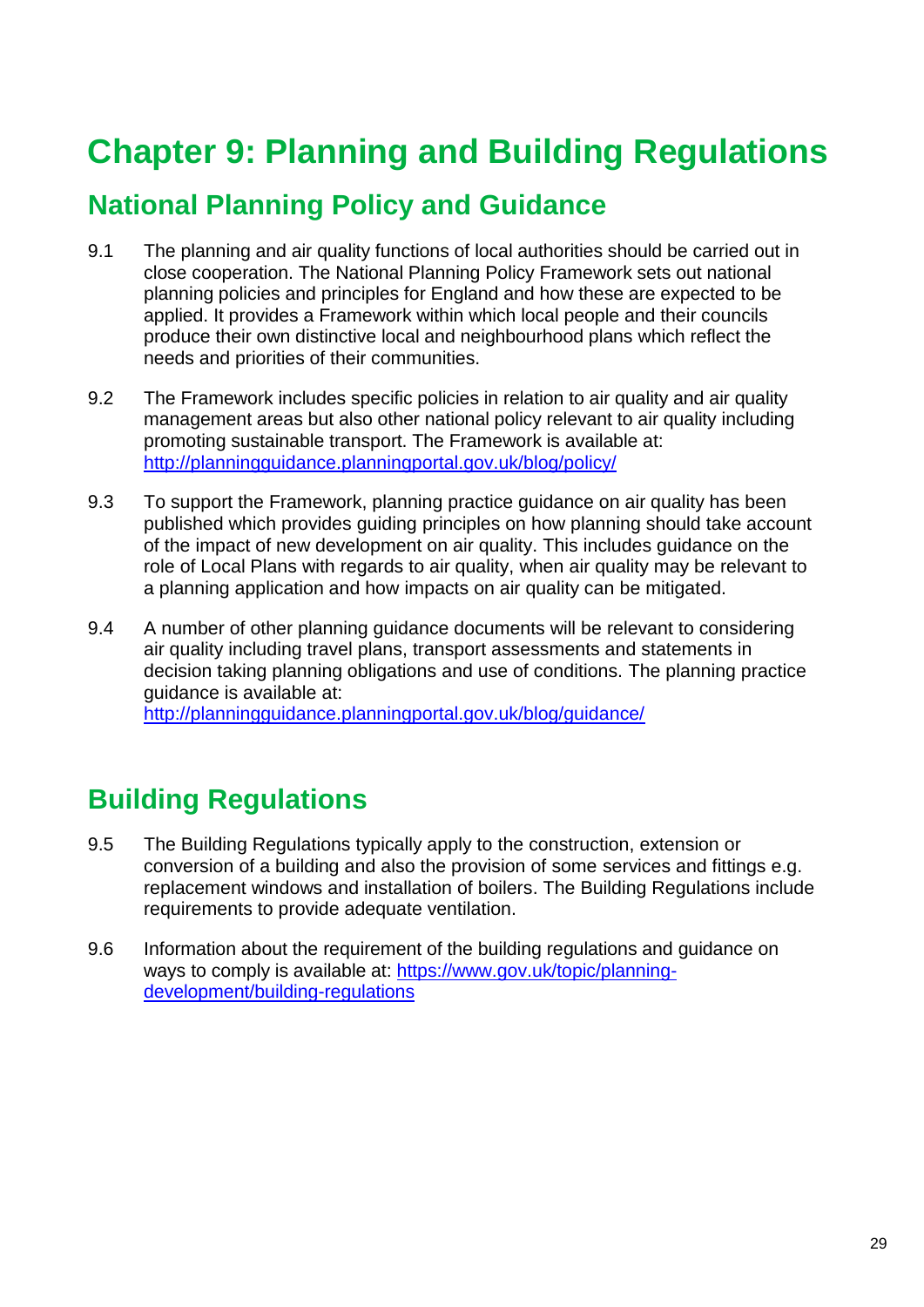# Chapter 9: Planning and Building Regulations

## National Planning Policy and Guidance

9.1 The planning and air quality functions of local authorities should be carried out in close cooperation. The National Planning Policy Framework sets out national planning policies and principles for England and how these are expected to be applied. It provides a Framework within which local people and their councils produce their own distinctive local and neighbourhood plans which reflect the needs and priorities of their communities.

9.2 The Framework includes specific policies in relation to air quality and air quality management areas but also other national policy relevant to air quality including promoting sustainable transport. The Framework is available at: http://planningguidance.planningportal.gov.uk/blog/policy/

9.3 To support the Framework, planning practice guidance on air quality has been published which provides guiding principles on how planning should take account of the impact of new development on air quality. This includes guidance on the role of Local Plans with regards to air quality, when air quality may be relevant to a planning application and how impacts on air quality can be mitigated.

9.4 A number of other planning guidance documents will be relevant to considering air quality including travel plans, transport assessments and statements in decision taking planning obligations and use of conditions. The planning practice guidance is available at: http://planningguidance.planningportal.gov.uk/blog/guidance/

## Building Regulations

9.5 The Building Regulations typically apply to the construction, extension or conversion of a building and also the provision of some services and fittings e.g. replacement windows and installation of boilers. The Building Regulations include requirements to provide adequate ventilation.

9.6 Information about the requirement of the building regulations and guidance on ways to comply is available at: https://www.gov.uk/topic/planning-development/building-regulations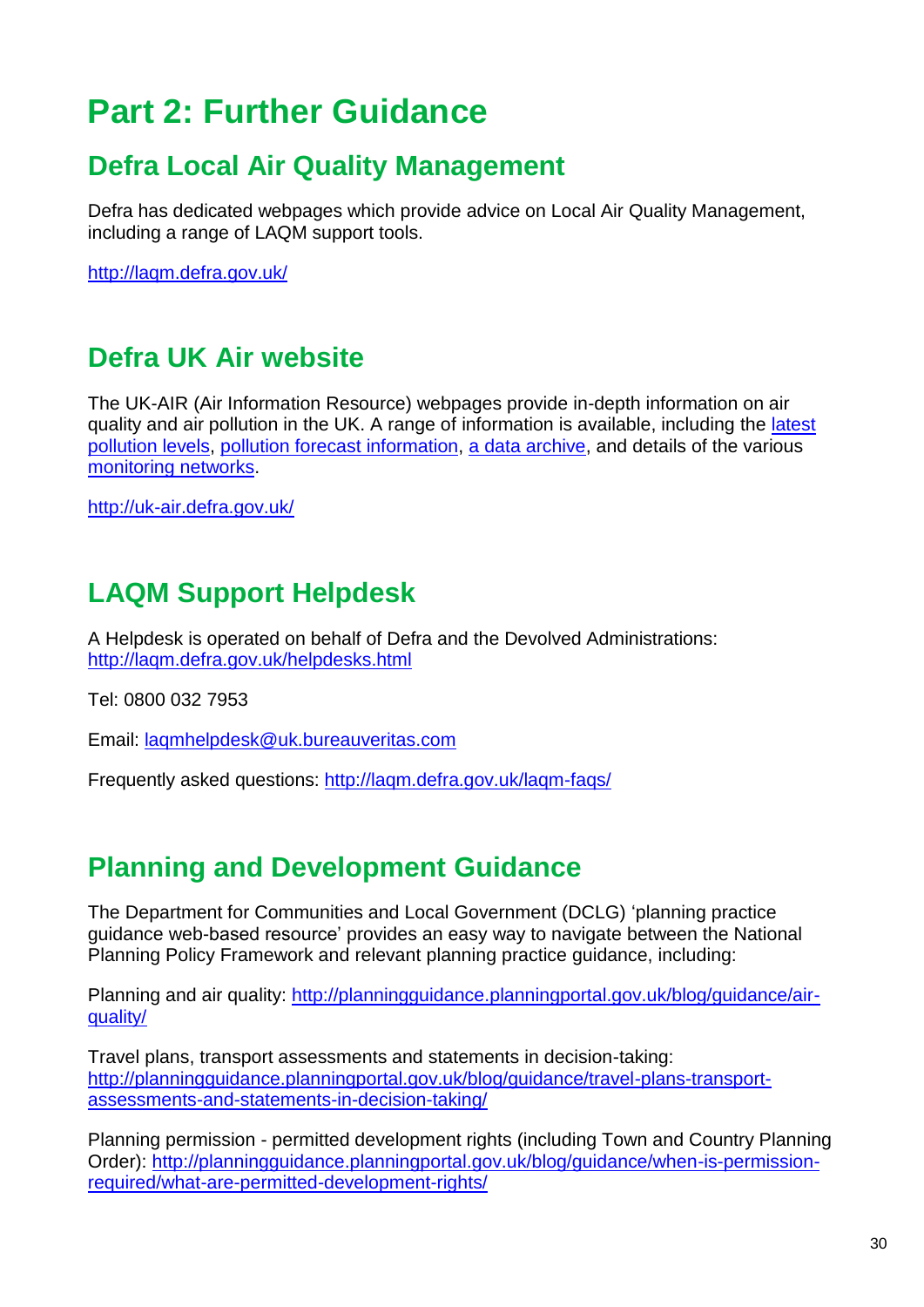# Part 2: Further Guidance

## Defra Local Air Quality Management

Defra has dedicated webpages which provide advice on Local Air Quality Management, including a range of LAQM support tools.

http://laqm.defra.gov.uk/

## Defra UK Air website

The UK-AIR (Air Information Resource) webpages provide in-depth information on air quality and air pollution in the UK. A range of information is available, including the latest pollution levels, pollution forecast information, a data archive, and details of the various monitoring networks.

http://uk-air.defra.gov.uk/

## LAQM Support Helpdesk

A Helpdesk is operated on behalf of Defra and the Devolved Administrations: http://laqm.defra.gov.uk/helpdesks.html

Tel: 0800 032 7953

Email: laqmhelpdesk@uk.bureauveritas.com

Frequently asked questions: http://laqm.defra.gov.uk/laqm-faqs/

## Planning and Development Guidance

The Department for Communities and Local Government (DCLG) 'planning practice guidance web-based resource' provides an easy way to navigate between the National Planning Policy Framework and relevant planning practice guidance, including:

Planning and air quality: http://planningguidance.planningportal.gov.uk/blog/guidance/air-quality/

Travel plans, transport assessments and statements in decision-taking: http://planningguidance.planningportal.gov.uk/blog/guidance/travel-plans-transport-assessments-and-statements-in-decision-taking/

Planning permission - permitted development rights (including Town and Country Planning Order): http://planningguidance.planningportal.gov.uk/blog/guidance/when-is-permission-required/what-are-permitted-development-rights/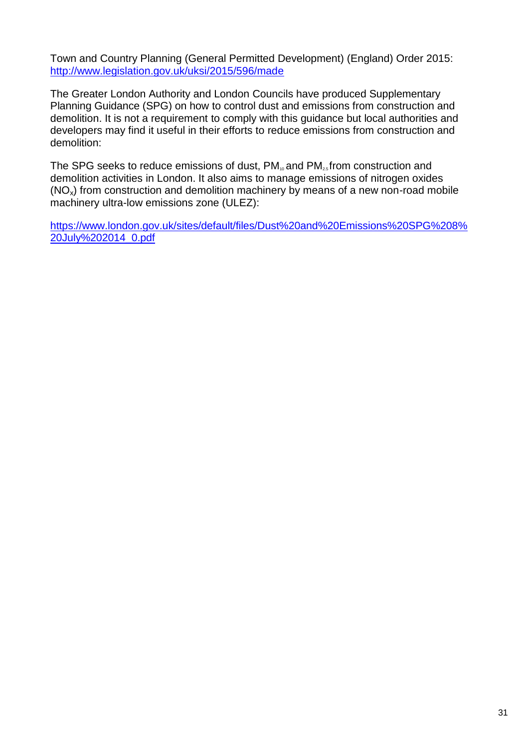Town and Country Planning (General Permitted Development) (England) Order 2015: [http://www.legislation.gov.uk/uksi/2015/596/made](http://www.legislation.gov.uk/uksi/2015/596/made)

The Greater London Authority and London Councils have produced Supplementary Planning Guidance (SPG) on how to control dust and emissions from construction and demolition. It is not a requirement to comply with this guidance but local authorities and developers may find it useful in their efforts to reduce emissions from construction and demolition:

The SPG seeks to reduce emissions of dust, $PM_{10}$ and $PM_{2.5}$ from construction and demolition activities in London. It also aims to manage emissions of nitrogen oxides ($NO_x$) from construction and demolition machinery by means of a new non-road mobile machinery ultra-low emissions zone (ULEZ):

[https://www.london.gov.uk/sites/default/files/Dust%20and%20Emissions%20SPG%208%20July%202014_0.pdf](https://www.london.gov.uk/sites/default/files/Dust%20and%20Emissions%20SPG%208%20July%202014_0.pdf)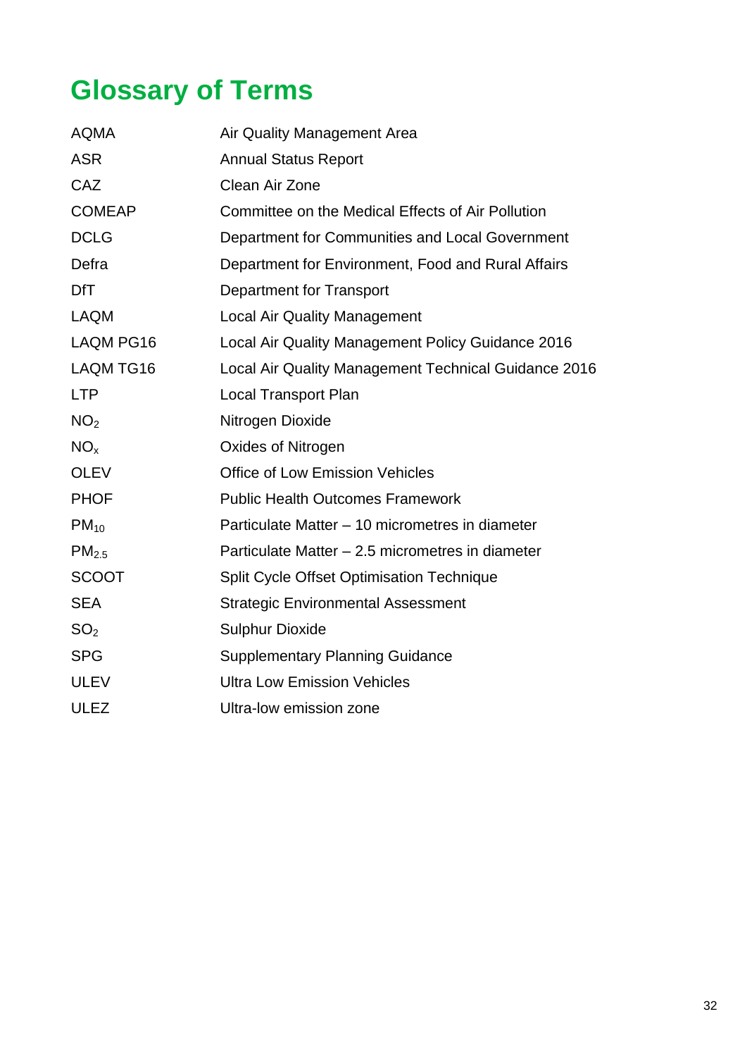# Glossary of Terms

| | |
|---|---|
| AQMA | Air Quality Management Area |
| ASR | Annual Status Report |
| CAZ | Clean Air Zone |
| COMEAP | Committee on the Medical Effects of Air Pollution |
| DCLG | Department for Communities and Local Government |
| Defra | Department for Environment, Food and Rural Affairs |
| DfT | Department for Transport |
| LAQM | Local Air Quality Management |
| LAQM PG16 | Local Air Quality Management Policy Guidance 2016 |
| LAQM TG16 | Local Air Quality Management Technical Guidance 2016 |
| LTP | Local Transport Plan |
| $NO_2$ | Nitrogen Dioxide |
| $NO_x$ | Oxides of Nitrogen |
| OLEV | Office of Low Emission Vehicles |
| PHOF | Public Health Outcomes Framework |
| $PM_{10}$ | Particulate Matter – 10 micrometres in diameter |
| $PM_{2.5}$ | Particulate Matter – 2.5 micrometres in diameter |
| SCOOT | Split Cycle Offset Optimisation Technique |
| SEA | Strategic Environmental Assessment |
| $SO_2$ | Sulphur Dioxide |
| SPG | Supplementary Planning Guidance |
| ULEV | Ultra Low Emission Vehicles |
| ULEZ | Ultra-low emission zone |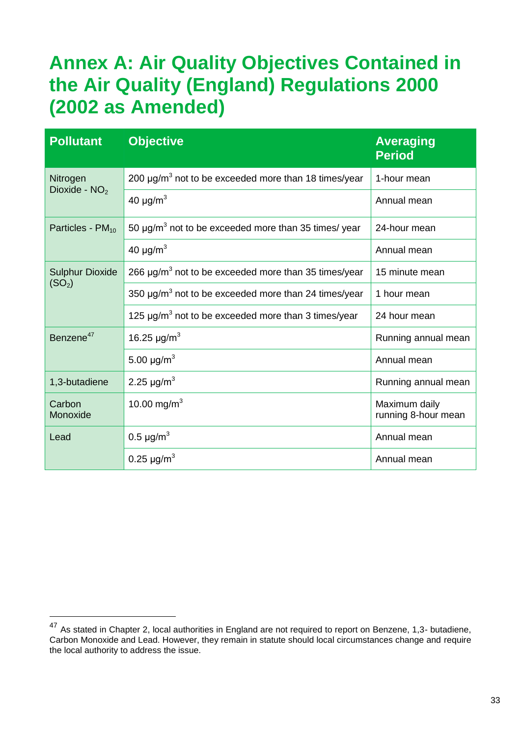# Annex A: Air Quality Objectives Contained in the Air Quality (England) Regulations 2000 (2002 as Amended)

| Pollutant | Objective | Averaging Period |
|---|---|---|
| Nitrogen Dioxide - $NO_2$ | 200 µg/m$^3$ not to be exceeded more than 18 times/year | 1-hour mean |
| | 40 µg/m$^3$ | Annual mean |
| Particles - $PM_{10}$ | 50 µg/m$^3$ not to be exceeded more than 35 times/ year | 24-hour mean |
| | 40 µg/m$^3$ | Annual mean |
| Sulphur Dioxide ($SO_2$) | 266 µg/m$^3$ not to be exceeded more than 35 times/year | 15 minute mean |
| | 350 µg/m$^3$ not to be exceeded more than 24 times/year | 1 hour mean |
| | 125 µg/m$^3$ not to be exceeded more than 3 times/year | 24 hour mean |
| Benzene[47] | 16.25 µg/m$^3$ | Running annual mean |
| | 5.00 µg/m$^3$ | Annual mean |
| 1,3-butadiene | 2.25 µg/m$^3$ | Running annual mean |
| Carbon Monoxide | 10.00 mg/m$^3$ | Maximum daily running 8-hour mean |
| Lead | 0.5 µg/m$^3$ | Annual mean |
| | 0.25 µg/m$^3$ | Annual mean |

[47] As stated in Chapter 2, local authorities in England are not required to report on Benzene, 1,3- butadiene, Carbon Monoxide and Lead. However, they remain in statute should local circumstances change and require the local authority to address the issue.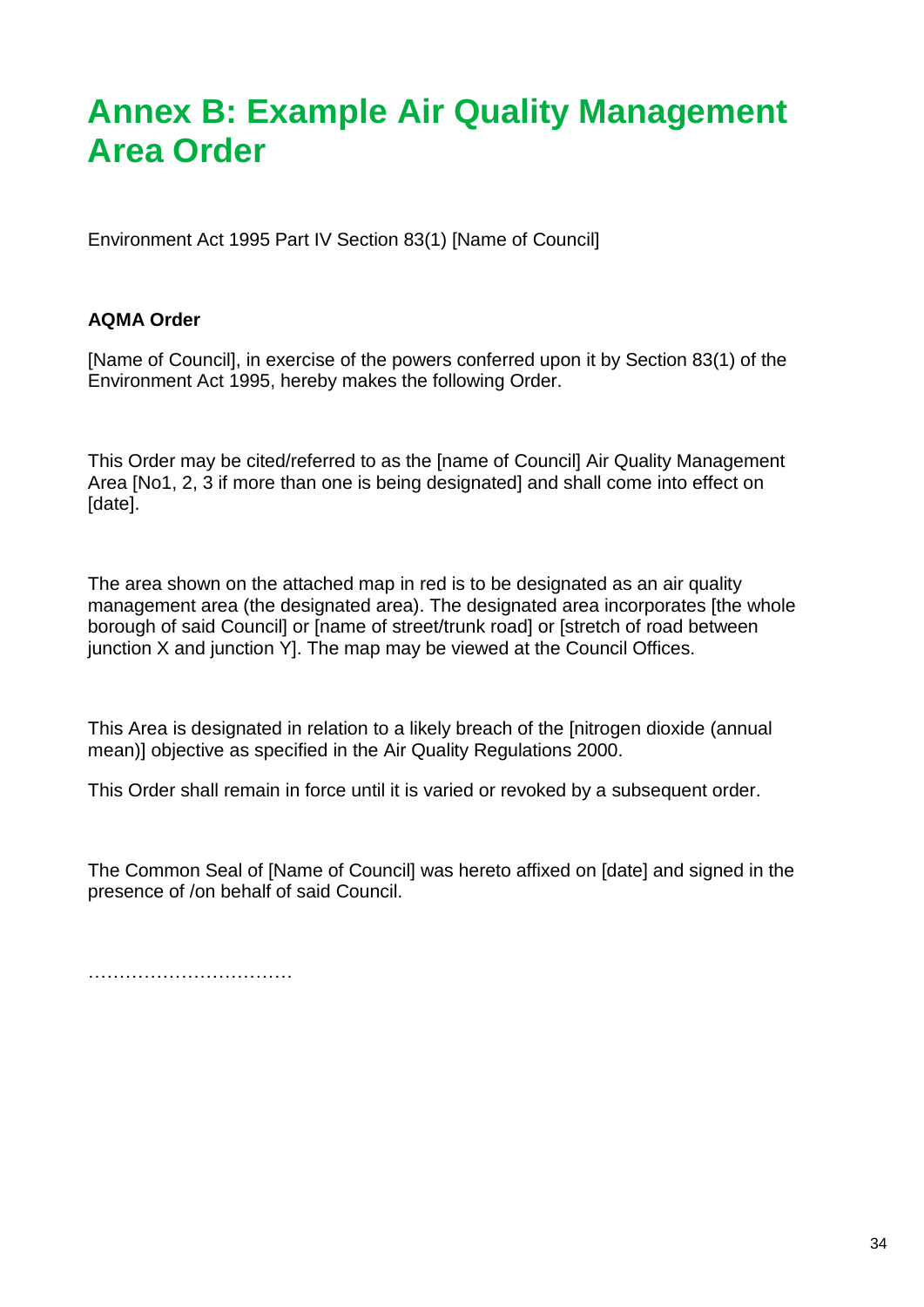# Annex B: Example Air Quality Management Area Order

Environment Act 1995 Part IV Section 83(1) [Name of Council]

**AQMA Order**

[Name of Council], in exercise of the powers conferred upon it by Section 83(1) of the Environment Act 1995, hereby makes the following Order.

This Order may be cited/referred to as the [name of Council] Air Quality Management Area [No1, 2, 3 if more than one is being designated] and shall come into effect on [date].

The area shown on the attached map in red is to be designated as an air quality management area (the designated area). The designated area incorporates [the whole borough of said Council] or [name of street/trunk road] or [stretch of road between junction X and junction Y]. The map may be viewed at the Council Offices.

This Area is designated in relation to a likely breach of the [nitrogen dioxide (annual mean)] objective as specified in the Air Quality Regulations 2000.

This Order shall remain in force until it is varied or revoked by a subsequent order.

The Common Seal of [Name of Council] was hereto affixed on [date] and signed in the presence of /on behalf of said Council.

……………………………